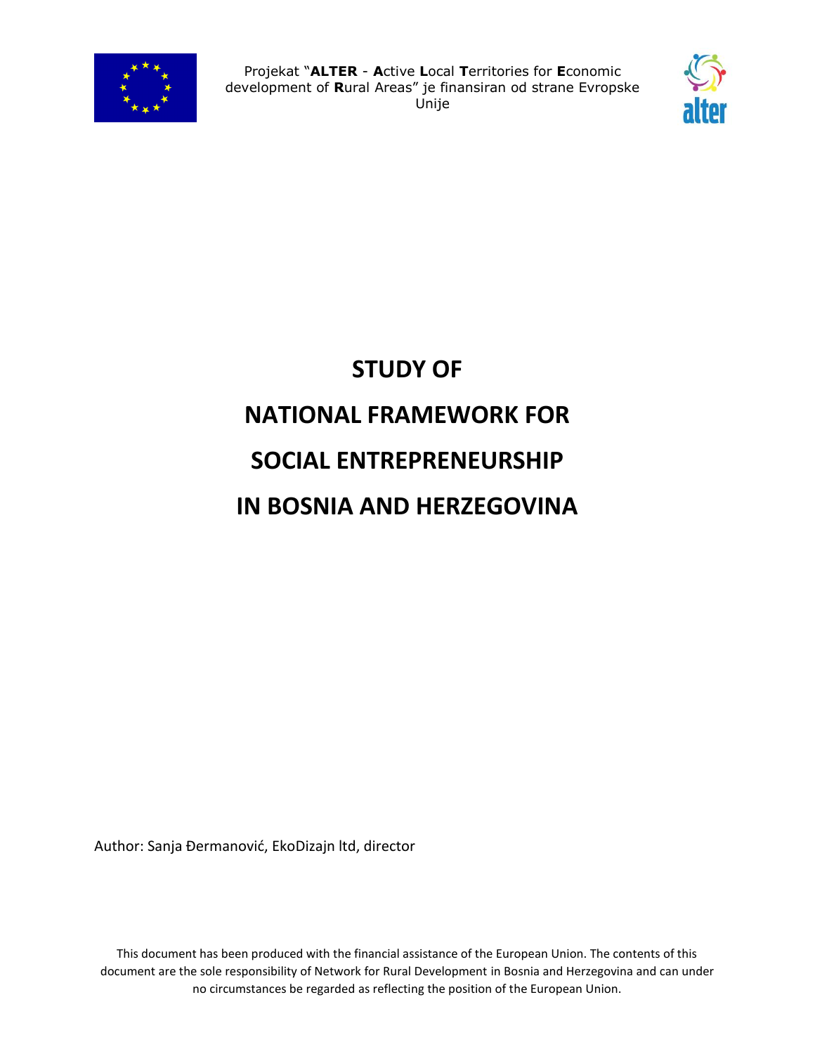Projekat "**ALTER** - **A**ctive **L**ocal **T**erritories for **E**conomic development of **R**ural Areas" je finansiran od strane Evropske Unije

# STUDY OF NATIONAL FRAMEWORK FOR SOCIAL ENTREPRENEURSHIP IN BOSNIA AND HERZEGOVINA

Author: Sanja Đermanović, EkoDizajn ltd, director

This document has been produced with the financial assistance of the European Union. The contents of this document are the sole responsibility of Network for Rural Development in Bosnia and Herzegovina and can under no circumstances be regarded as reflecting the position of the European Union.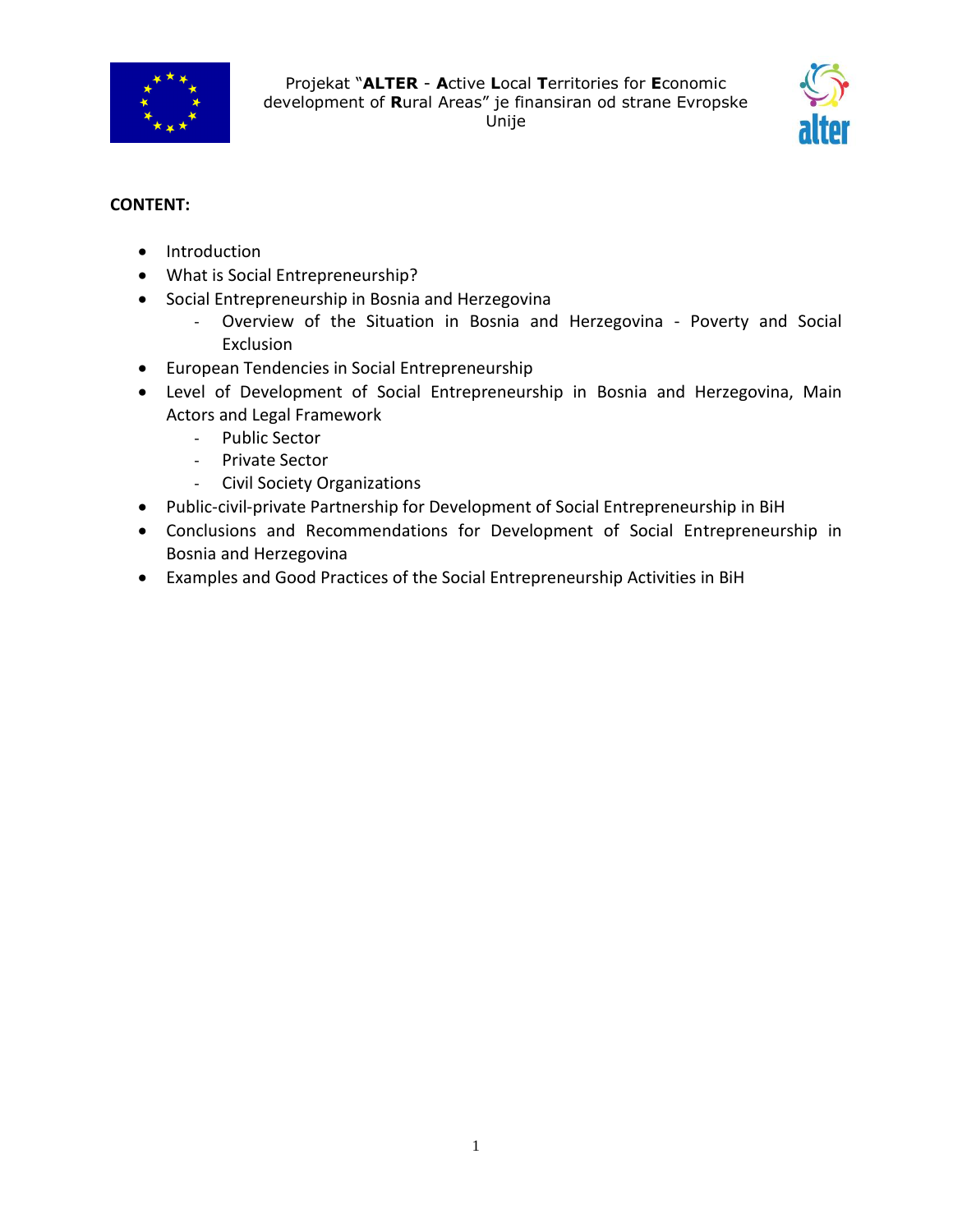**CONTENT:**

- Introduction
- What is Social Entrepreneurship?
- Social Entrepreneurship in Bosnia and Herzegovina
  - Overview of the Situation in Bosnia and Herzegovina - Poverty and Social Exclusion
- European Tendencies in Social Entrepreneurship
- Level of Development of Social Entrepreneurship in Bosnia and Herzegovina, Main Actors and Legal Framework
  - Public Sector
  - Private Sector
  - Civil Society Organizations
- Public-civil-private Partnership for Development of Social Entrepreneurship in BiH
- Conclusions and Recommendations for Development of Social Entrepreneurship in Bosnia and Herzegovina
- Examples and Good Practices of the Social Entrepreneurship Activities in BiH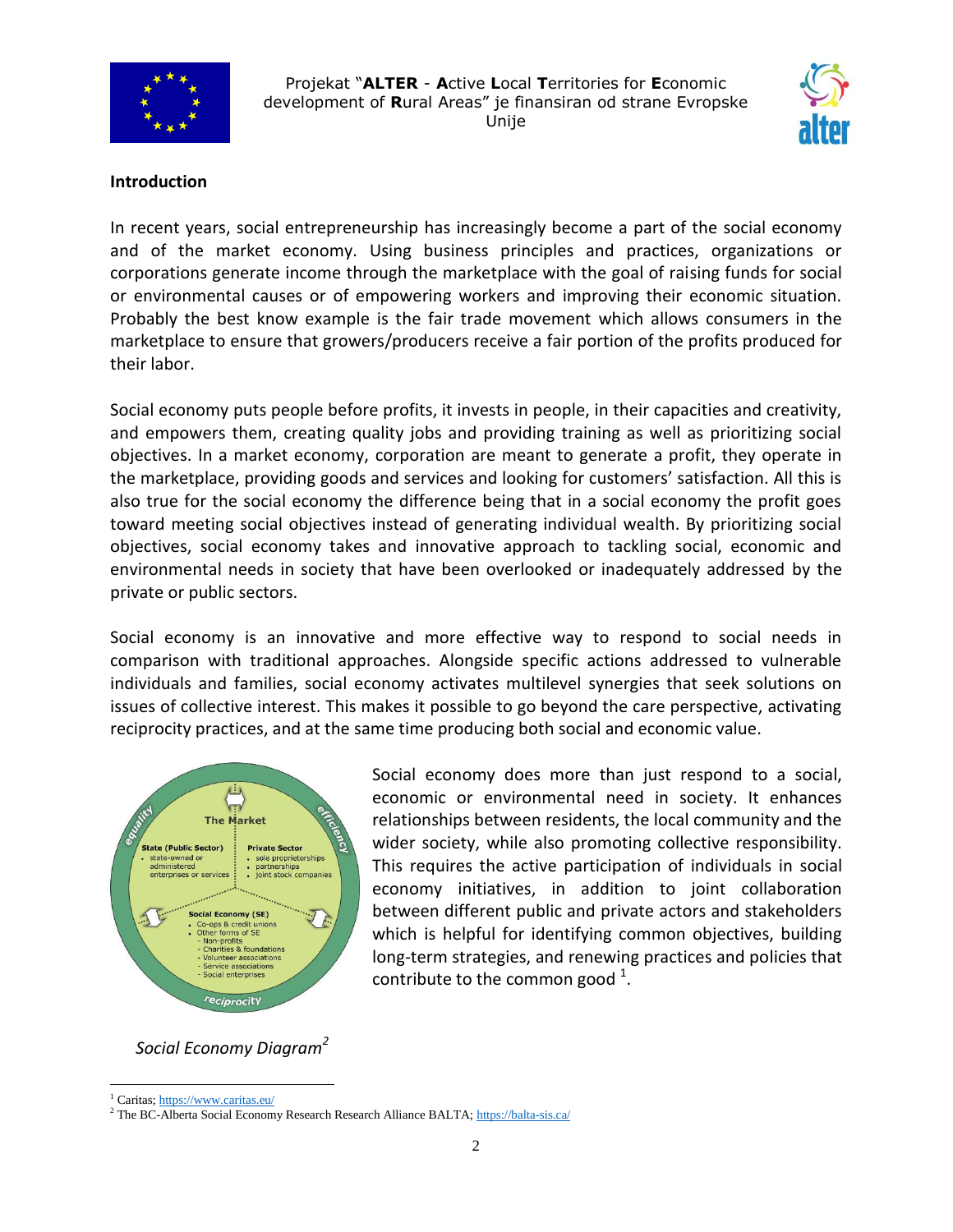## Introduction

In recent years, social entrepreneurship has increasingly become a part of the social economy and of the market economy. Using business principles and practices, organizations or corporations generate income through the marketplace with the goal of raising funds for social or environmental causes or of empowering workers and improving their economic situation. Probably the best know example is the fair trade movement which allows consumers in the marketplace to ensure that growers/producers receive a fair portion of the profits produced for their labor.

Social economy puts people before profits, it invests in people, in their capacities and creativity, and empowers them, creating quality jobs and providing training as well as prioritizing social objectives. In a market economy, corporation are meant to generate a profit, they operate in the marketplace, providing goods and services and looking for customers' satisfaction. All this is also true for the social economy the difference being that in a social economy the profit goes toward meeting social objectives instead of generating individual wealth. By prioritizing social objectives, social economy takes and innovative approach to tackling social, economic and environmental needs in society that have been overlooked or inadequately addressed by the private or public sectors.

Social economy is an innovative and more effective way to respond to social needs in comparison with traditional approaches. Alongside specific actions addressed to vulnerable individuals and families, social economy activates multilevel synergies that seek solutions on issues of collective interest. This makes it possible to go beyond the care perspective, activating reciprocity practices, and at the same time producing both social and economic value.

Social economy does more than just respond to a social, economic or environmental need in society. It enhances relationships between residents, the local community and the wider society, while also promoting collective responsibility. This requires the active participation of individuals in social economy initiatives, in addition to joint collaboration between different public and private actors and stakeholders which is helpful for identifying common objectives, building long-term strategies, and renewing practices and policies that contribute to the common good [1].

*Social Economy Diagram[2]*

[1] Caritas; https://www.caritas.eu/

[2] The BC-Alberta Social Economy Research Research Alliance BALTA; https://balta-sis.ca/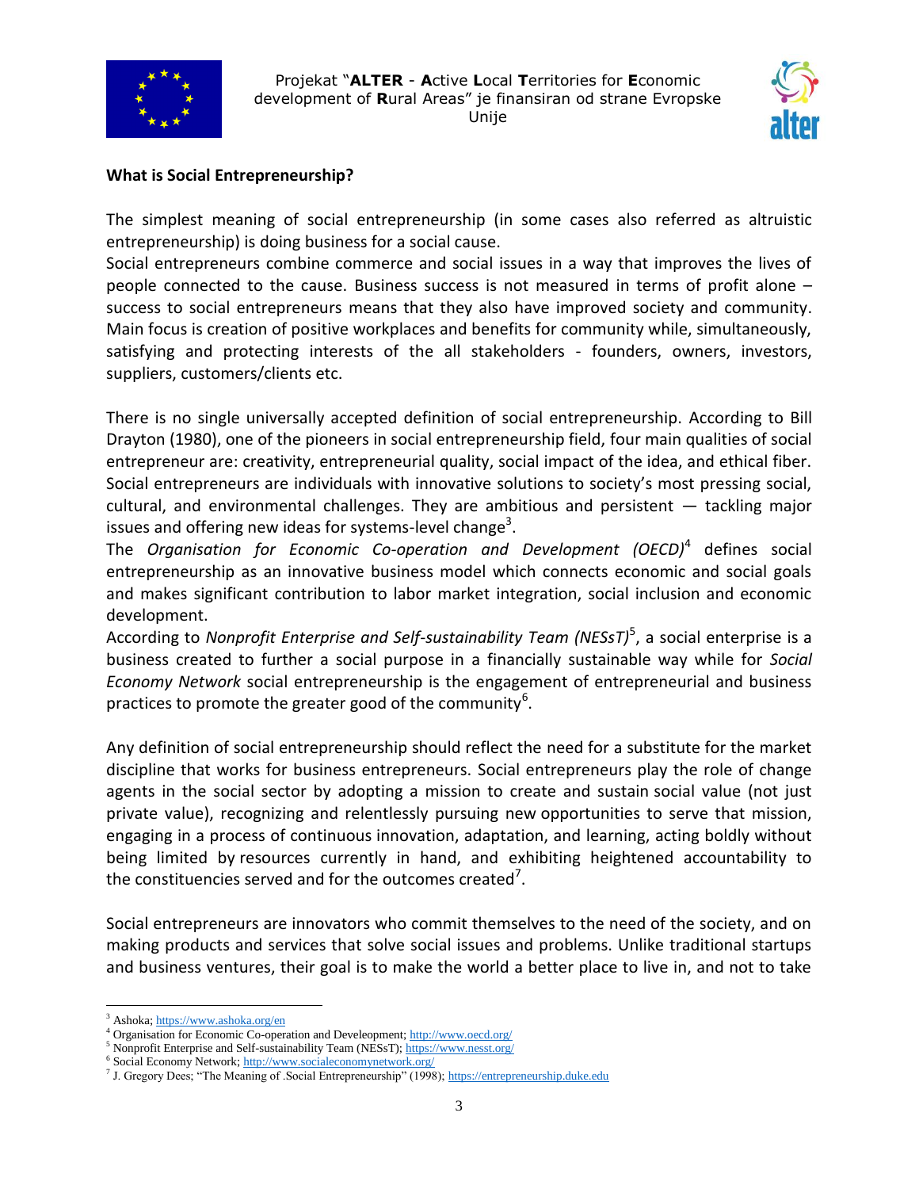**What is Social Entrepreneurship?**

The simplest meaning of social entrepreneurship (in some cases also referred as altruistic entrepreneurship) is doing business for a social cause.
Social entrepreneurs combine commerce and social issues in a way that improves the lives of people connected to the cause. Business success is not measured in terms of profit alone – success to social entrepreneurs means that they also have improved society and community. Main focus is creation of positive workplaces and benefits for community while, simultaneously, satisfying and protecting interests of the all stakeholders - founders, owners, investors, suppliers, customers/clients etc.

There is no single universally accepted definition of social entrepreneurship. According to Bill Drayton (1980), one of the pioneers in social entrepreneurship field, four main qualities of social entrepreneur are: creativity, entrepreneurial quality, social impact of the idea, and ethical fiber. Social entrepreneurs are individuals with innovative solutions to society's most pressing social, cultural, and environmental challenges. They are ambitious and persistent — tackling major issues and offering new ideas for systems-level change[3].
The *Organisation for Economic Co-operation and Development (OECD)*[4] defines social entrepreneurship as an innovative business model which connects economic and social goals and makes significant contribution to labor market integration, social inclusion and economic development.
According to *Nonprofit Enterprise and Self-sustainability Team (NESsT)*[5], a social enterprise is a business created to further a social purpose in a financially sustainable way while for *Social Economy Network* social entrepreneurship is the engagement of entrepreneurial and business practices to promote the greater good of the community[6].

Any definition of social entrepreneurship should reflect the need for a substitute for the market discipline that works for business entrepreneurs. Social entrepreneurs play the role of change agents in the social sector by adopting a mission to create and sustain social value (not just private value), recognizing and relentlessly pursuing new opportunities to serve that mission, engaging in a process of continuous innovation, adaptation, and learning, acting boldly without being limited by resources currently in hand, and exhibiting heightened accountability to the constituencies served and for the outcomes created[7].

Social entrepreneurs are innovators who commit themselves to the need of the society, and on making products and services that solve social issues and problems. Unlike traditional startups and business ventures, their goal is to make the world a better place to live in, and not to take

---

[3] Ashoka; https://www.ashoka.org/en
[4] Organisation for Economic Co-operation and Develeopment; http://www.oecd.org/
[5] Nonprofit Enterprise and Self-sustainability Team (NESsT); https://www.nesst.org/
[6] Social Economy Network; http://www.socialeconomynetwork.org/
[7] J. Gregory Dees; "The Meaning of .Social Entrepreneurship" (1998); https://entrepreneurship.duke.edu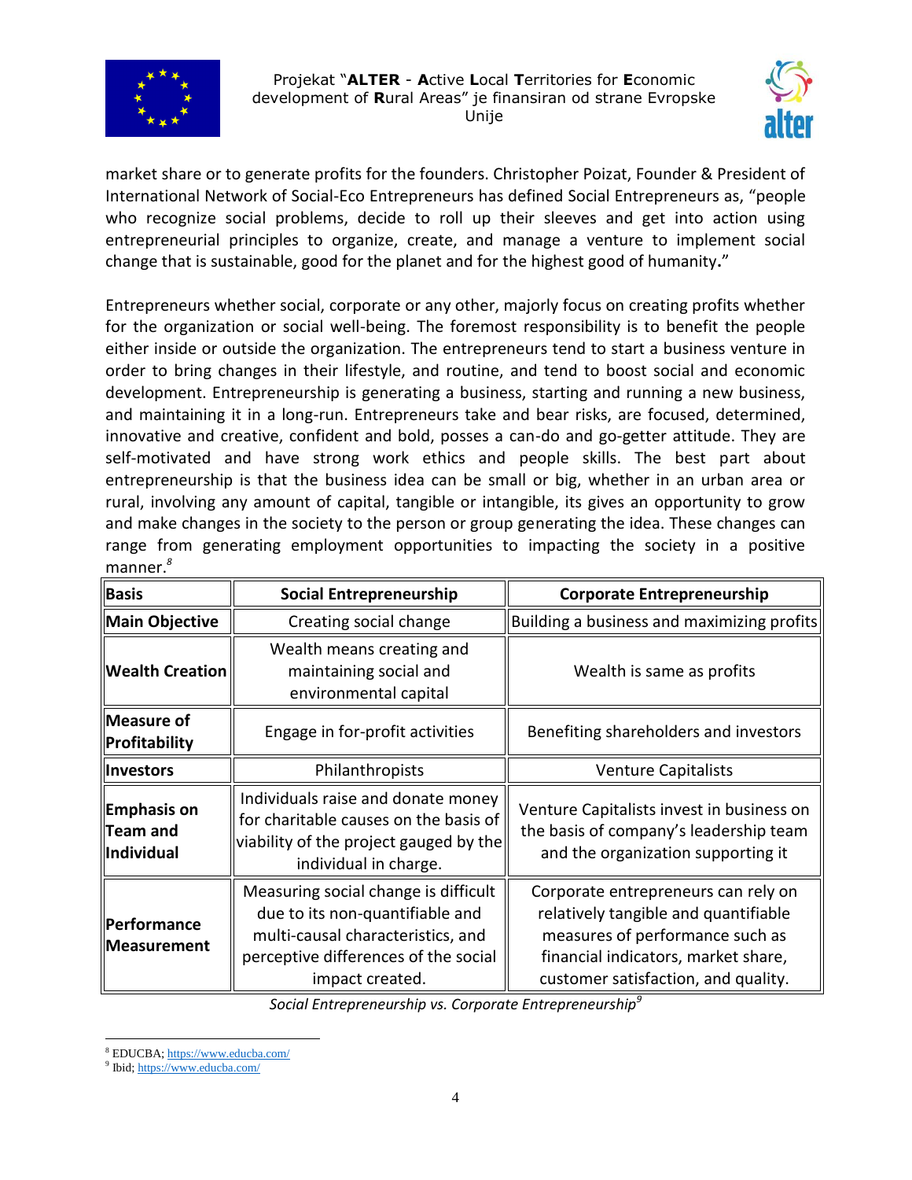market share or to generate profits for the founders. Christopher Poizat, Founder & President of International Network of Social-Eco Entrepreneurs has defined Social Entrepreneurs as, "people who recognize social problems, decide to roll up their sleeves and get into action using entrepreneurial principles to organize, create, and manage a venture to implement social change that is sustainable, good for the planet and for the highest good of humanity**.**"

Entrepreneurs whether social, corporate or any other, majorly focus on creating profits whether for the organization or social well-being. The foremost responsibility is to benefit the people either inside or outside the organization. The entrepreneurs tend to start a business venture in order to bring changes in their lifestyle, and routine, and tend to boost social and economic development. Entrepreneurship is generating a business, starting and running a new business, and maintaining it in a long-run. Entrepreneurs take and bear risks, are focused, determined, innovative and creative, confident and bold, posses a can-do and go-getter attitude. They are self-motivated and have strong work ethics and people skills. The best part about entrepreneurship is that the business idea can be small or big, whether in an urban area or rural, involving any amount of capital, tangible or intangible, its gives an opportunity to grow and make changes in the society to the person or group generating the idea. These changes can range from generating employment opportunities to impacting the society in a positive manner.[8]

| **Basis** | **Social Entrepreneurship** | **Corporate Entrepreneurship** |
|---|---|---|
| **Main Objective** | Creating social change | Building a business and maximizing profits |
| **Wealth Creation** | Wealth means creating and maintaining social and environmental capital | Wealth is same as profits |
| **Measure of Profitability** | Engage in for-profit activities | Benefiting shareholders and investors |
| **Investors** | Philanthropists | Venture Capitalists |
| **Emphasis on Team and Individual** | Individuals raise and donate money for charitable causes on the basis of viability of the project gauged by the individual in charge. | Venture Capitalists invest in business on the basis of company's leadership team and the organization supporting it |
| **Performance Measurement** | Measuring social change is difficult due to its non-quantifiable and multi-causal characteristics, and perceptive differences of the social impact created. | Corporate entrepreneurs can rely on relatively tangible and quantifiable measures of performance such as financial indicators, market share, customer satisfaction, and quality. |

*Social Entrepreneurship vs. Corporate Entrepreneurship*[9]

---

[8] EDUCBA; https://www.educba.com/

[9] Ibid; https://www.educba.com/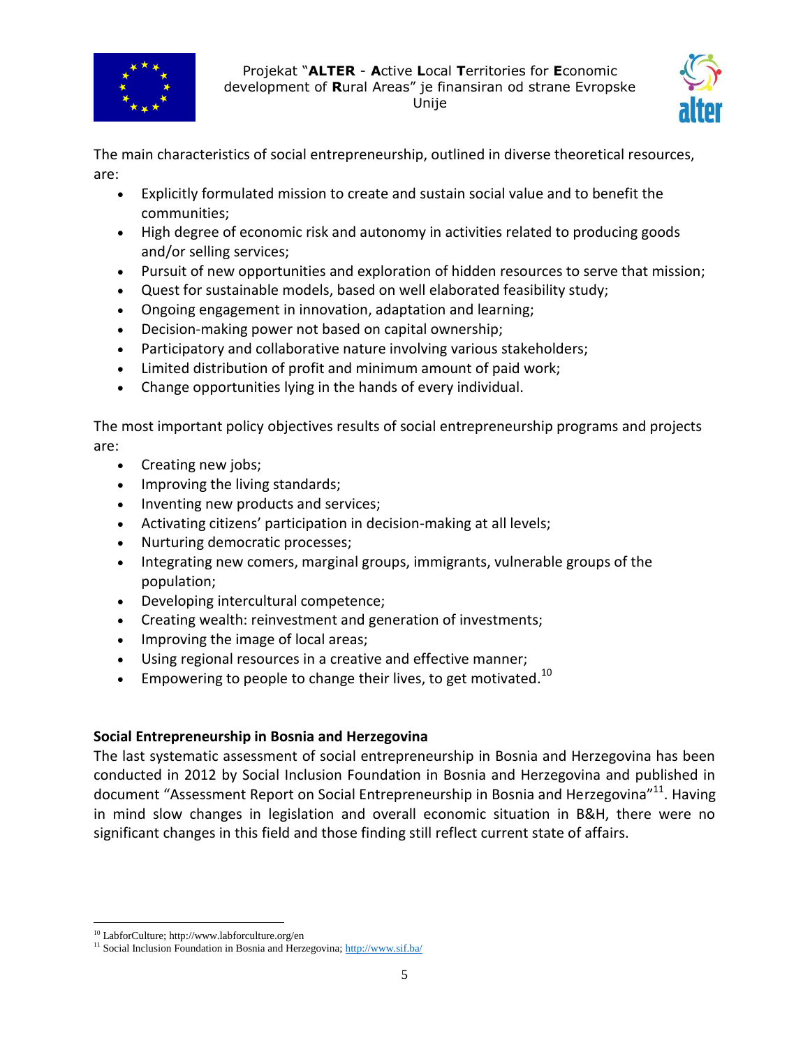The main characteristics of social entrepreneurship, outlined in diverse theoretical resources, are:

- Explicitly formulated mission to create and sustain social value and to benefit the communities;
- High degree of economic risk and autonomy in activities related to producing goods and/or selling services;
- Pursuit of new opportunities and exploration of hidden resources to serve that mission;
- Quest for sustainable models, based on well elaborated feasibility study;
- Ongoing engagement in innovation, adaptation and learning;
- Decision-making power not based on capital ownership;
- Participatory and collaborative nature involving various stakeholders;
- Limited distribution of profit and minimum amount of paid work;
- Change opportunities lying in the hands of every individual.

The most important policy objectives results of social entrepreneurship programs and projects are:

- Creating new jobs;
- Improving the living standards;
- Inventing new products and services;
- Activating citizens' participation in decision-making at all levels;
- Nurturing democratic processes;
- Integrating new comers, marginal groups, immigrants, vulnerable groups of the population;
- Developing intercultural competence;
- Creating wealth: reinvestment and generation of investments;
- Improving the image of local areas;
- Using regional resources in a creative and effective manner;
- Empowering to people to change their lives, to get motivated.[10]

**Social Entrepreneurship in Bosnia and Herzegovina**

The last systematic assessment of social entrepreneurship in Bosnia and Herzegovina has been conducted in 2012 by Social Inclusion Foundation in Bosnia and Herzegovina and published in document "Assessment Report on Social Entrepreneurship in Bosnia and Herzegovina"[11]. Having in mind slow changes in legislation and overall economic situation in B&H, there were no significant changes in this field and those finding still reflect current state of affairs.

---

[10] LabforCulture; http://www.labforculture.org/en

[11] Social Inclusion Foundation in Bosnia and Herzegovina; http://www.sif.ba/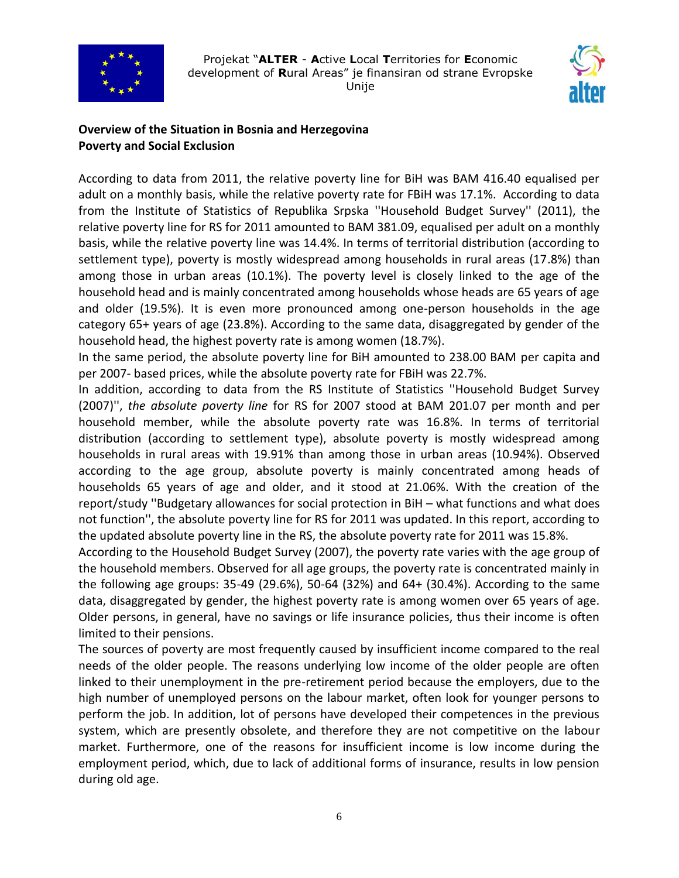**Overview of the Situation in Bosnia and Herzegovina**
**Poverty and Social Exclusion**

According to data from 2011, the relative poverty line for BiH was BAM 416.40 equalised per adult on a monthly basis, while the relative poverty rate for FBiH was 17.1%. According to data from the Institute of Statistics of Republika Srpska ''Household Budget Survey'' (2011), the relative poverty line for RS for 2011 amounted to BAM 381.09, equalised per adult on a monthly basis, while the relative poverty line was 14.4%. In terms of territorial distribution (according to settlement type), poverty is mostly widespread among households in rural areas (17.8%) than among those in urban areas (10.1%). The poverty level is closely linked to the age of the household head and is mainly concentrated among households whose heads are 65 years of age and older (19.5%). It is even more pronounced among one-person households in the age category 65+ years of age (23.8%). According to the same data, disaggregated by gender of the household head, the highest poverty rate is among women (18.7%).

In the same period, the absolute poverty line for BiH amounted to 238.00 BAM per capita and per 2007- based prices, while the absolute poverty rate for FBiH was 22.7%.

In addition, according to data from the RS Institute of Statistics ''Household Budget Survey (2007)'', *the absolute poverty line* for RS for 2007 stood at BAM 201.07 per month and per household member, while the absolute poverty rate was 16.8%. In terms of territorial distribution (according to settlement type), absolute poverty is mostly widespread among households in rural areas with 19.91% than among those in urban areas (10.94%). Observed according to the age group, absolute poverty is mainly concentrated among heads of households 65 years of age and older, and it stood at 21.06%. With the creation of the report/study ''Budgetary allowances for social protection in BiH – what functions and what does not function'', the absolute poverty line for RS for 2011 was updated. In this report, according to the updated absolute poverty line in the RS, the absolute poverty rate for 2011 was 15.8%.

According to the Household Budget Survey (2007), the poverty rate varies with the age group of the household members. Observed for all age groups, the poverty rate is concentrated mainly in the following age groups: 35-49 (29.6%), 50-64 (32%) and 64+ (30.4%). According to the same data, disaggregated by gender, the highest poverty rate is among women over 65 years of age. Older persons, in general, have no savings or life insurance policies, thus their income is often limited to their pensions.

The sources of poverty are most frequently caused by insufficient income compared to the real needs of the older people. The reasons underlying low income of the older people are often linked to their unemployment in the pre-retirement period because the employers, due to the high number of unemployed persons on the labour market, often look for younger persons to perform the job. In addition, lot of persons have developed their competences in the previous system, which are presently obsolete, and therefore they are not competitive on the labour market. Furthermore, one of the reasons for insufficient income is low income during the employment period, which, due to lack of additional forms of insurance, results in low pension during old age.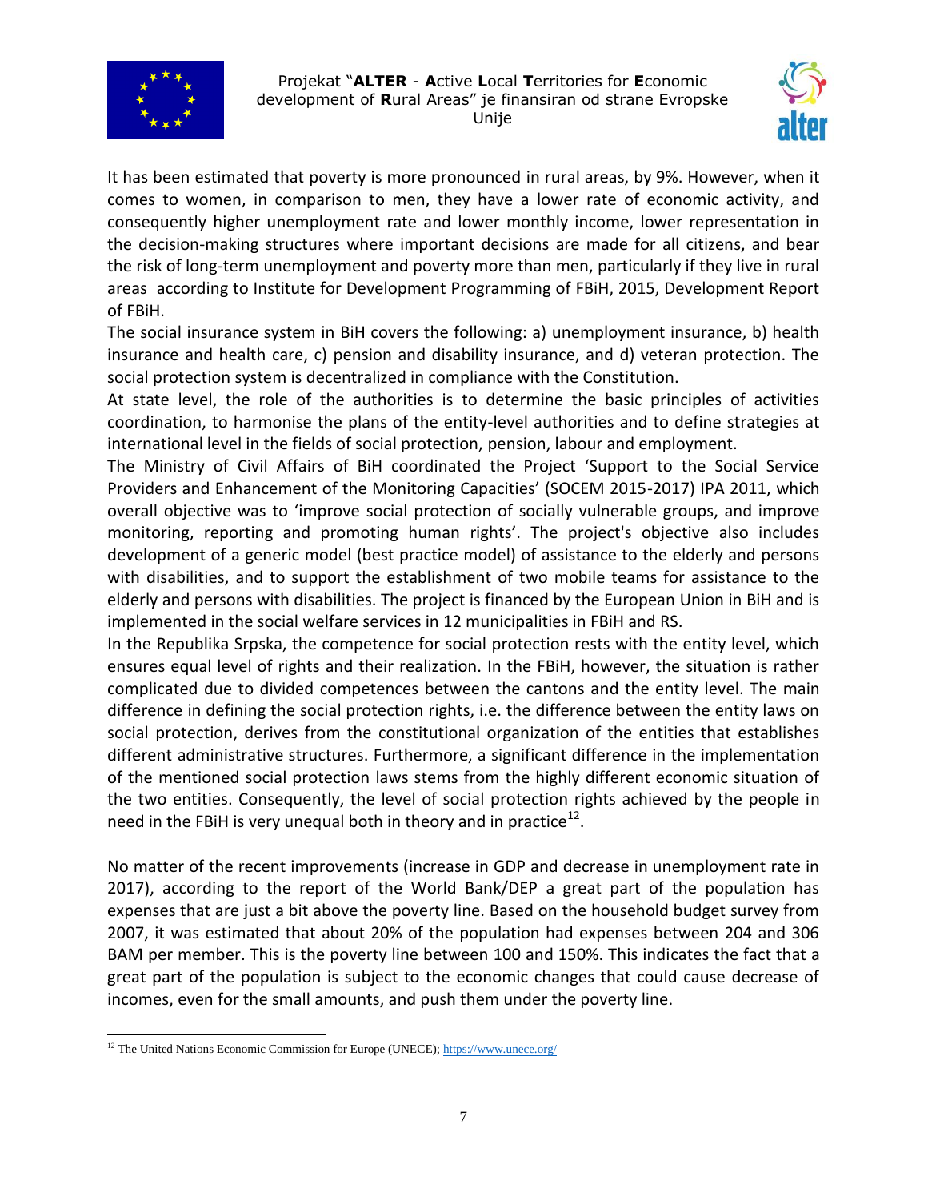It has been estimated that poverty is more pronounced in rural areas, by 9%. However, when it comes to women, in comparison to men, they have a lower rate of economic activity, and consequently higher unemployment rate and lower monthly income, lower representation in the decision-making structures where important decisions are made for all citizens, and bear the risk of long-term unemployment and poverty more than men, particularly if they live in rural areas according to Institute for Development Programming of FBiH, 2015, Development Report of FBiH.

The social insurance system in BiH covers the following: a) unemployment insurance, b) health insurance and health care, c) pension and disability insurance, and d) veteran protection. The social protection system is decentralized in compliance with the Constitution.

At state level, the role of the authorities is to determine the basic principles of activities coordination, to harmonise the plans of the entity-level authorities and to define strategies at international level in the fields of social protection, pension, labour and employment.

The Ministry of Civil Affairs of BiH coordinated the Project 'Support to the Social Service Providers and Enhancement of the Monitoring Capacities' (SOCEM 2015-2017) IPA 2011, which overall objective was to 'improve social protection of socially vulnerable groups, and improve monitoring, reporting and promoting human rights'. The project's objective also includes development of a generic model (best practice model) of assistance to the elderly and persons with disabilities, and to support the establishment of two mobile teams for assistance to the elderly and persons with disabilities. The project is financed by the European Union in BiH and is implemented in the social welfare services in 12 municipalities in FBiH and RS.

In the Republika Srpska, the competence for social protection rests with the entity level, which ensures equal level of rights and their realization. In the FBiH, however, the situation is rather complicated due to divided competences between the cantons and the entity level. The main difference in defining the social protection rights, i.e. the difference between the entity laws on social protection, derives from the constitutional organization of the entities that establishes different administrative structures. Furthermore, a significant difference in the implementation of the mentioned social protection laws stems from the highly different economic situation of the two entities. Consequently, the level of social protection rights achieved by the people in need in the FBiH is very unequal both in theory and in practice[12].

No matter of the recent improvements (increase in GDP and decrease in unemployment rate in 2017), according to the report of the World Bank/DEP a great part of the population has expenses that are just a bit above the poverty line. Based on the household budget survey from 2007, it was estimated that about 20% of the population had expenses between 204 and 306 BAM per member. This is the poverty line between 100 and 150%. This indicates the fact that a great part of the population is subject to the economic changes that could cause decrease of incomes, even for the small amounts, and push them under the poverty line.

---

[12] The United Nations Economic Commission for Europe (UNECE); https://www.unece.org/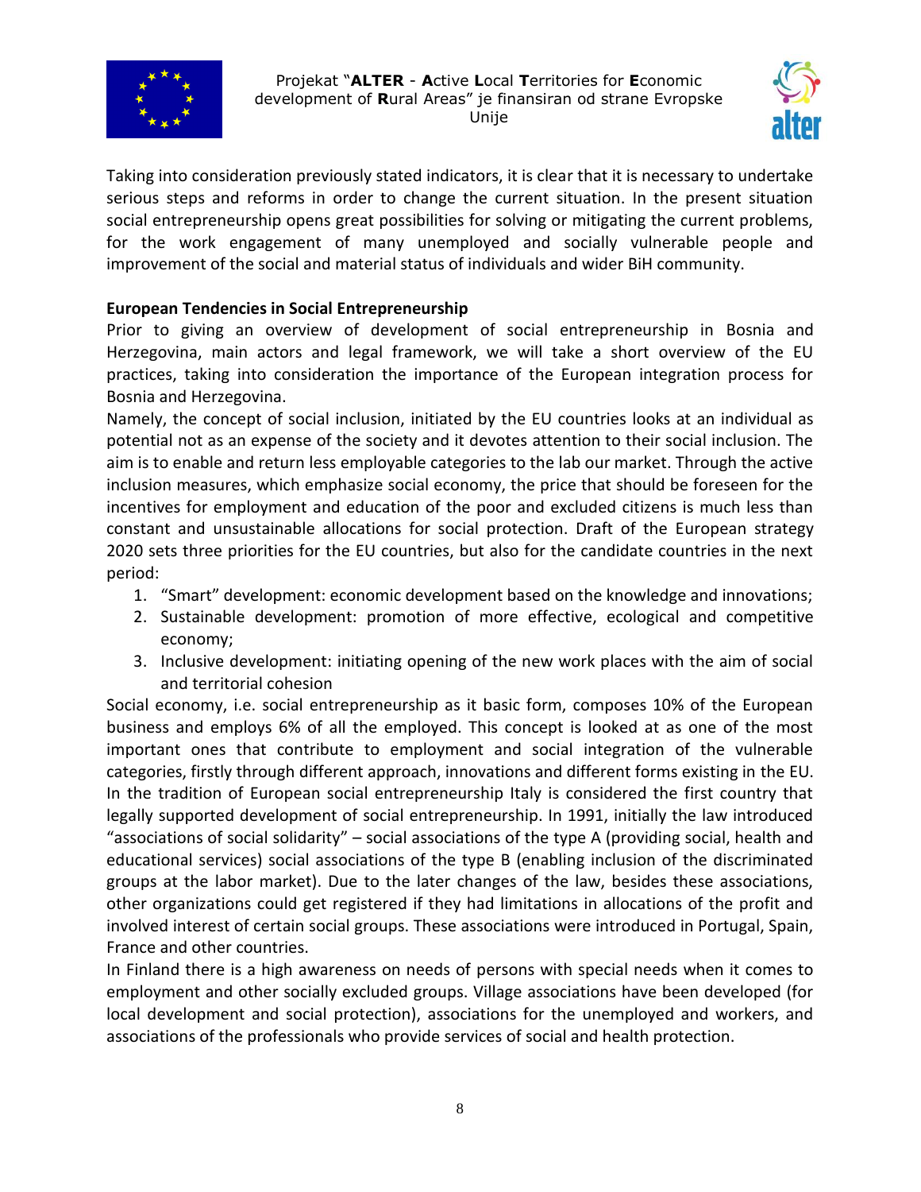Taking into consideration previously stated indicators, it is clear that it is necessary to undertake serious steps and reforms in order to change the current situation. In the present situation social entrepreneurship opens great possibilities for solving or mitigating the current problems, for the work engagement of many unemployed and socially vulnerable people and improvement of the social and material status of individuals and wider BiH community.

**European Tendencies in Social Entrepreneurship**

Prior to giving an overview of development of social entrepreneurship in Bosnia and Herzegovina, main actors and legal framework, we will take a short overview of the EU practices, taking into consideration the importance of the European integration process for Bosnia and Herzegovina.

Namely, the concept of social inclusion, initiated by the EU countries looks at an individual as potential not as an expense of the society and it devotes attention to their social inclusion. The aim is to enable and return less employable categories to the lab our market. Through the active inclusion measures, which emphasize social economy, the price that should be foreseen for the incentives for employment and education of the poor and excluded citizens is much less than constant and unsustainable allocations for social protection. Draft of the European strategy 2020 sets three priorities for the EU countries, but also for the candidate countries in the next period:

1. "Smart" development: economic development based on the knowledge and innovations;
2. Sustainable development: promotion of more effective, ecological and competitive economy;
3. Inclusive development: initiating opening of the new work places with the aim of social and territorial cohesion

Social economy, i.e. social entrepreneurship as it basic form, composes 10% of the European business and employs 6% of all the employed. This concept is looked at as one of the most important ones that contribute to employment and social integration of the vulnerable categories, firstly through different approach, innovations and different forms existing in the EU. In the tradition of European social entrepreneurship Italy is considered the first country that legally supported development of social entrepreneurship. In 1991, initially the law introduced "associations of social solidarity" – social associations of the type A (providing social, health and educational services) social associations of the type B (enabling inclusion of the discriminated groups at the labor market). Due to the later changes of the law, besides these associations, other organizations could get registered if they had limitations in allocations of the profit and involved interest of certain social groups. These associations were introduced in Portugal, Spain, France and other countries.

In Finland there is a high awareness on needs of persons with special needs when it comes to employment and other socially excluded groups. Village associations have been developed (for local development and social protection), associations for the unemployed and workers, and associations of the professionals who provide services of social and health protection.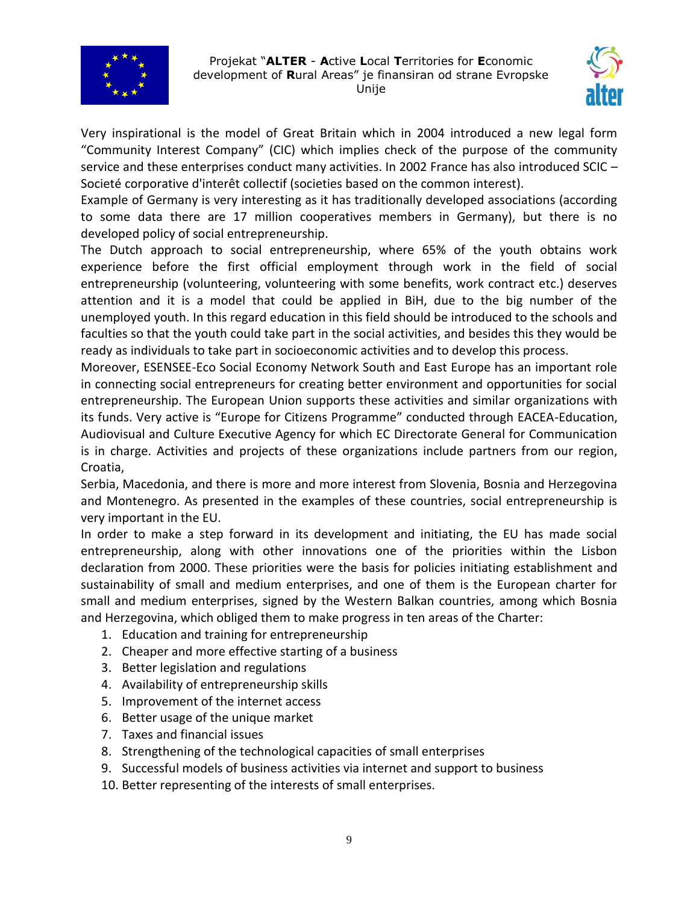Very inspirational is the model of Great Britain which in 2004 introduced a new legal form "Community Interest Company" (CIC) which implies check of the purpose of the community service and these enterprises conduct many activities. In 2002 France has also introduced SCIC – Societé corporative d'interêt collectif (societies based on the common interest).

Example of Germany is very interesting as it has traditionally developed associations (according to some data there are 17 million cooperatives members in Germany), but there is no developed policy of social entrepreneurship.

The Dutch approach to social entrepreneurship, where 65% of the youth obtains work experience before the first official employment through work in the field of social entrepreneurship (volunteering, volunteering with some benefits, work contract etc.) deserves attention and it is a model that could be applied in BiH, due to the big number of the unemployed youth. In this regard education in this field should be introduced to the schools and faculties so that the youth could take part in the social activities, and besides this they would be ready as individuals to take part in socioeconomic activities and to develop this process.

Moreover, ESENSEE-Eco Social Economy Network South and East Europe has an important role in connecting social entrepreneurs for creating better environment and opportunities for social entrepreneurship. The European Union supports these activities and similar organizations with its funds. Very active is "Europe for Citizens Programme" conducted through EACEA-Education, Audiovisual and Culture Executive Agency for which EC Directorate General for Communication is in charge. Activities and projects of these organizations include partners from our region, Croatia,

Serbia, Macedonia, and there is more and more interest from Slovenia, Bosnia and Herzegovina and Montenegro. As presented in the examples of these countries, social entrepreneurship is very important in the EU.

In order to make a step forward in its development and initiating, the EU has made social entrepreneurship, along with other innovations one of the priorities within the Lisbon declaration from 2000. These priorities were the basis for policies initiating establishment and sustainability of small and medium enterprises, and one of them is the European charter for small and medium enterprises, signed by the Western Balkan countries, among which Bosnia and Herzegovina, which obliged them to make progress in ten areas of the Charter:

1. Education and training for entrepreneurship
2. Cheaper and more effective starting of a business
3. Better legislation and regulations
4. Availability of entrepreneurship skills
5. Improvement of the internet access
6. Better usage of the unique market
7. Taxes and financial issues
8. Strengthening of the technological capacities of small enterprises
9. Successful models of business activities via internet and support to business
10. Better representing of the interests of small enterprises.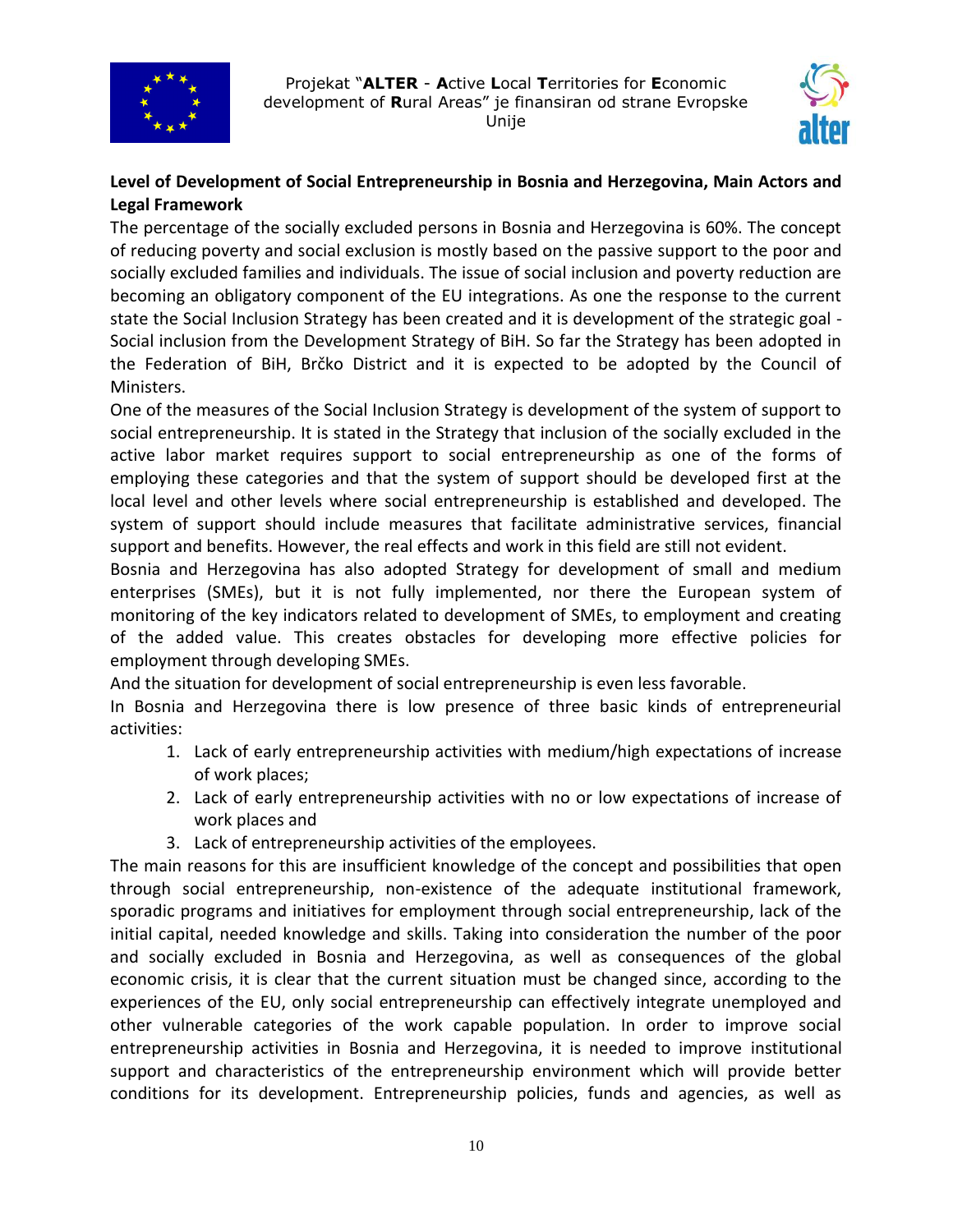**Level of Development of Social Entrepreneurship in Bosnia and Herzegovina, Main Actors and Legal Framework**

The percentage of the socially excluded persons in Bosnia and Herzegovina is 60%. The concept of reducing poverty and social exclusion is mostly based on the passive support to the poor and socially excluded families and individuals. The issue of social inclusion and poverty reduction are becoming an obligatory component of the EU integrations. As one the response to the current state the Social Inclusion Strategy has been created and it is development of the strategic goal - Social inclusion from the Development Strategy of BiH. So far the Strategy has been adopted in the Federation of BiH, Brčko District and it is expected to be adopted by the Council of Ministers.

One of the measures of the Social Inclusion Strategy is development of the system of support to social entrepreneurship. It is stated in the Strategy that inclusion of the socially excluded in the active labor market requires support to social entrepreneurship as one of the forms of employing these categories and that the system of support should be developed first at the local level and other levels where social entrepreneurship is established and developed. The system of support should include measures that facilitate administrative services, financial support and benefits. However, the real effects and work in this field are still not evident.

Bosnia and Herzegovina has also adopted Strategy for development of small and medium enterprises (SMEs), but it is not fully implemented, nor there the European system of monitoring of the key indicators related to development of SMEs, to employment and creating of the added value. This creates obstacles for developing more effective policies for employment through developing SMEs.

And the situation for development of social entrepreneurship is even less favorable.

In Bosnia and Herzegovina there is low presence of three basic kinds of entrepreneurial activities:

1. Lack of early entrepreneurship activities with medium/high expectations of increase of work places;
2. Lack of early entrepreneurship activities with no or low expectations of increase of work places and
3. Lack of entrepreneurship activities of the employees.

The main reasons for this are insufficient knowledge of the concept and possibilities that open through social entrepreneurship, non-existence of the adequate institutional framework, sporadic programs and initiatives for employment through social entrepreneurship, lack of the initial capital, needed knowledge and skills. Taking into consideration the number of the poor and socially excluded in Bosnia and Herzegovina, as well as consequences of the global economic crisis, it is clear that the current situation must be changed since, according to the experiences of the EU, only social entrepreneurship can effectively integrate unemployed and other vulnerable categories of the work capable population. In order to improve social entrepreneurship activities in Bosnia and Herzegovina, it is needed to improve institutional support and characteristics of the entrepreneurship environment which will provide better conditions for its development. Entrepreneurship policies, funds and agencies, as well as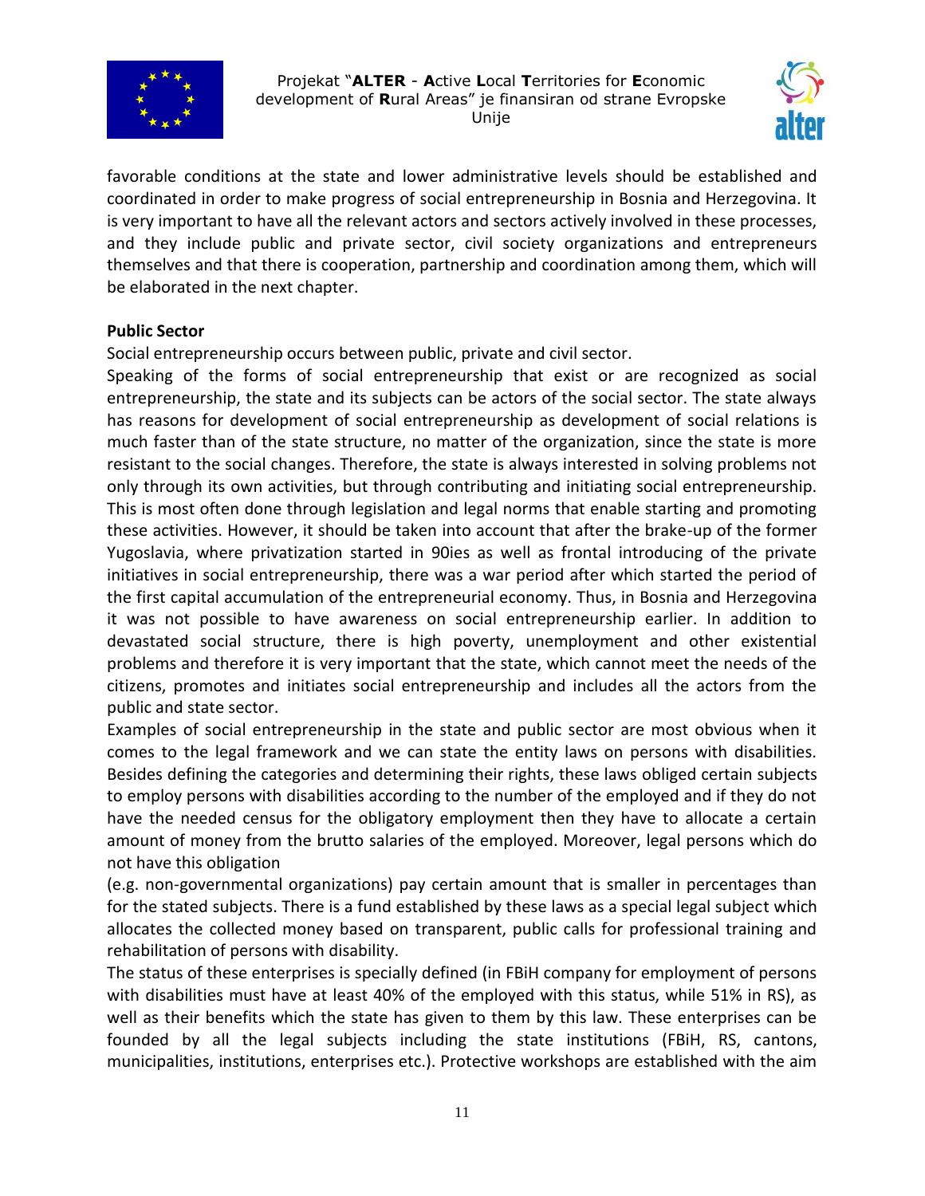favorable conditions at the state and lower administrative levels should be established and coordinated in order to make progress of social entrepreneurship in Bosnia and Herzegovina. It is very important to have all the relevant actors and sectors actively involved in these processes, and they include public and private sector, civil society organizations and entrepreneurs themselves and that there is cooperation, partnership and coordination among them, which will be elaborated in the next chapter.

**Public Sector**

Social entrepreneurship occurs between public, private and civil sector.

Speaking of the forms of social entrepreneurship that exist or are recognized as social entrepreneurship, the state and its subjects can be actors of the social sector. The state always has reasons for development of social entrepreneurship as development of social relations is much faster than of the state structure, no matter of the organization, since the state is more resistant to the social changes. Therefore, the state is always interested in solving problems not only through its own activities, but through contributing and initiating social entrepreneurship. This is most often done through legislation and legal norms that enable starting and promoting these activities. However, it should be taken into account that after the brake-up of the former Yugoslavia, where privatization started in 90ies as well as frontal introducing of the private initiatives in social entrepreneurship, there was a war period after which started the period of the first capital accumulation of the entrepreneurial economy. Thus, in Bosnia and Herzegovina it was not possible to have awareness on social entrepreneurship earlier. In addition to devastated social structure, there is high poverty, unemployment and other existential problems and therefore it is very important that the state, which cannot meet the needs of the citizens, promotes and initiates social entrepreneurship and includes all the actors from the public and state sector.

Examples of social entrepreneurship in the state and public sector are most obvious when it comes to the legal framework and we can state the entity laws on persons with disabilities. Besides defining the categories and determining their rights, these laws obliged certain subjects to employ persons with disabilities according to the number of the employed and if they do not have the needed census for the obligatory employment then they have to allocate a certain amount of money from the brutto salaries of the employed. Moreover, legal persons which do not have this obligation

(e.g. non-governmental organizations) pay certain amount that is smaller in percentages than for the stated subjects. There is a fund established by these laws as a special legal subject which allocates the collected money based on transparent, public calls for professional training and rehabilitation of persons with disability.

The status of these enterprises is specially defined (in FBiH company for employment of persons with disabilities must have at least 40% of the employed with this status, while 51% in RS), as well as their benefits which the state has given to them by this law. These enterprises can be founded by all the legal subjects including the state institutions (FBiH, RS, cantons, municipalities, institutions, enterprises etc.). Protective workshops are established with the aim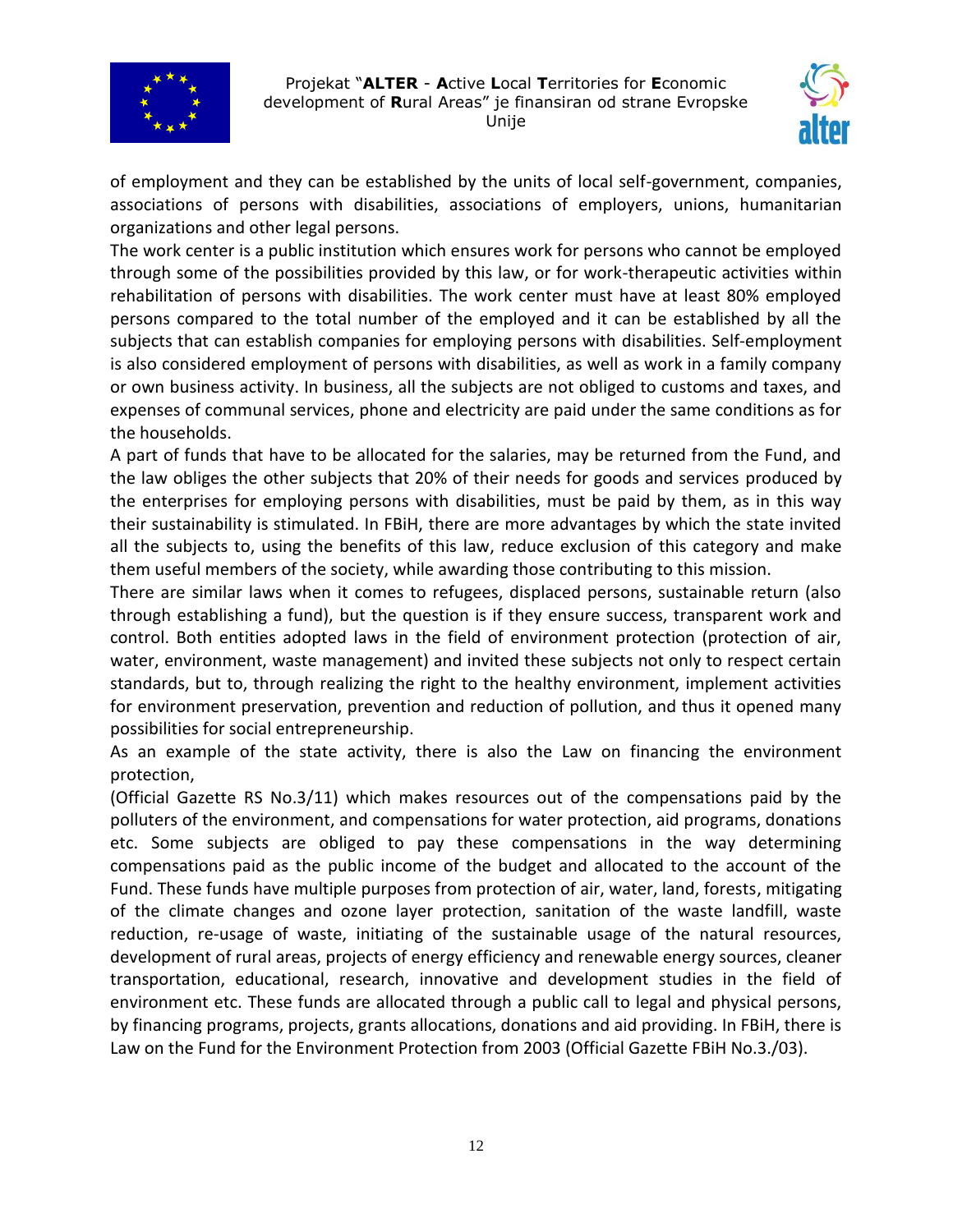of employment and they can be established by the units of local self-government, companies, associations of persons with disabilities, associations of employers, unions, humanitarian organizations and other legal persons.

The work center is a public institution which ensures work for persons who cannot be employed through some of the possibilities provided by this law, or for work-therapeutic activities within rehabilitation of persons with disabilities. The work center must have at least 80% employed persons compared to the total number of the employed and it can be established by all the subjects that can establish companies for employing persons with disabilities. Self-employment is also considered employment of persons with disabilities, as well as work in a family company or own business activity. In business, all the subjects are not obliged to customs and taxes, and expenses of communal services, phone and electricity are paid under the same conditions as for the households.

A part of funds that have to be allocated for the salaries, may be returned from the Fund, and the law obliges the other subjects that 20% of their needs for goods and services produced by the enterprises for employing persons with disabilities, must be paid by them, as in this way their sustainability is stimulated. In FBiH, there are more advantages by which the state invited all the subjects to, using the benefits of this law, reduce exclusion of this category and make them useful members of the society, while awarding those contributing to this mission.

There are similar laws when it comes to refugees, displaced persons, sustainable return (also through establishing a fund), but the question is if they ensure success, transparent work and control. Both entities adopted laws in the field of environment protection (protection of air, water, environment, waste management) and invited these subjects not only to respect certain standards, but to, through realizing the right to the healthy environment, implement activities for environment preservation, prevention and reduction of pollution, and thus it opened many possibilities for social entrepreneurship.

As an example of the state activity, there is also the Law on financing the environment protection,

(Official Gazette RS No.3/11) which makes resources out of the compensations paid by the polluters of the environment, and compensations for water protection, aid programs, donations etc. Some subjects are obliged to pay these compensations in the way determining compensations paid as the public income of the budget and allocated to the account of the Fund. These funds have multiple purposes from protection of air, water, land, forests, mitigating of the climate changes and ozone layer protection, sanitation of the waste landfill, waste reduction, re-usage of waste, initiating of the sustainable usage of the natural resources, development of rural areas, projects of energy efficiency and renewable energy sources, cleaner transportation, educational, research, innovative and development studies in the field of environment etc. These funds are allocated through a public call to legal and physical persons, by financing programs, projects, grants allocations, donations and aid providing. In FBiH, there is Law on the Fund for the Environment Protection from 2003 (Official Gazette FBiH No.3./03).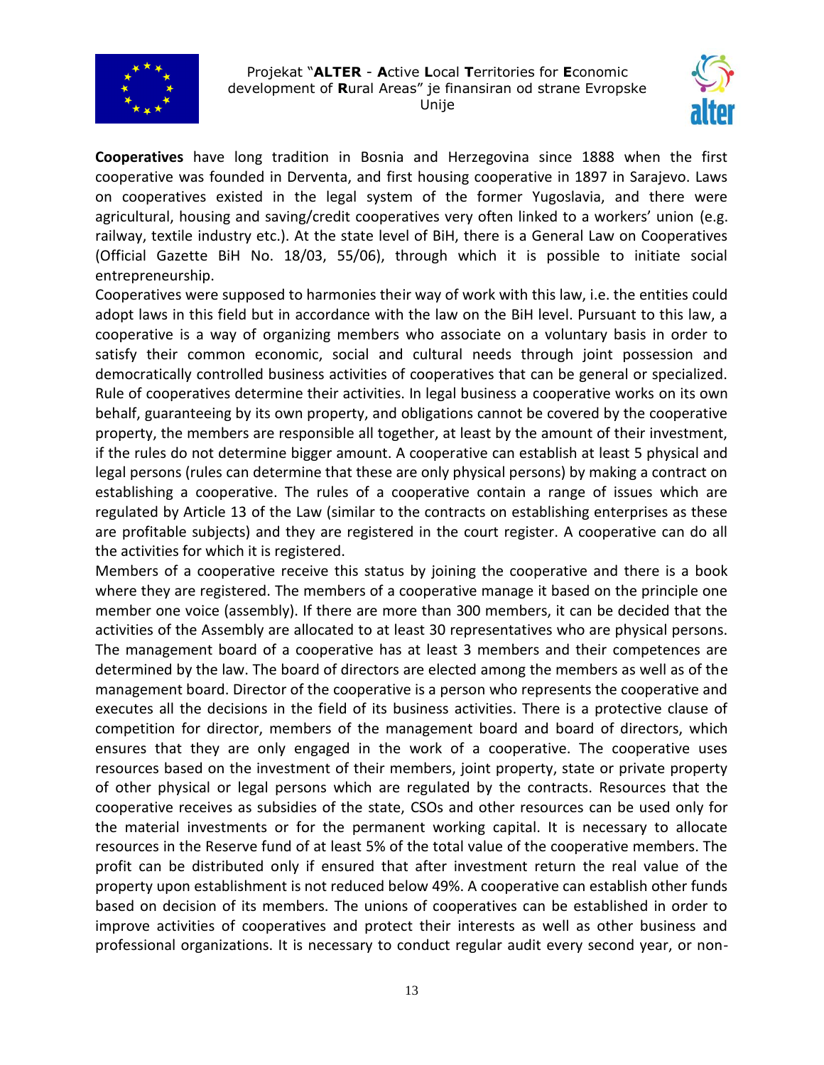**Cooperatives** have long tradition in Bosnia and Herzegovina since 1888 when the first cooperative was founded in Derventa, and first housing cooperative in 1897 in Sarajevo. Laws on cooperatives existed in the legal system of the former Yugoslavia, and there were agricultural, housing and saving/credit cooperatives very often linked to a workers' union (e.g. railway, textile industry etc.). At the state level of BiH, there is a General Law on Cooperatives (Official Gazette BiH No. 18/03, 55/06), through which it is possible to initiate social entrepreneurship.

Cooperatives were supposed to harmonies their way of work with this law, i.e. the entities could adopt laws in this field but in accordance with the law on the BiH level. Pursuant to this law, a cooperative is a way of organizing members who associate on a voluntary basis in order to satisfy their common economic, social and cultural needs through joint possession and democratically controlled business activities of cooperatives that can be general or specialized. Rule of cooperatives determine their activities. In legal business a cooperative works on its own behalf, guaranteeing by its own property, and obligations cannot be covered by the cooperative property, the members are responsible all together, at least by the amount of their investment, if the rules do not determine bigger amount. A cooperative can establish at least 5 physical and legal persons (rules can determine that these are only physical persons) by making a contract on establishing a cooperative. The rules of a cooperative contain a range of issues which are regulated by Article 13 of the Law (similar to the contracts on establishing enterprises as these are profitable subjects) and they are registered in the court register. A cooperative can do all the activities for which it is registered.

Members of a cooperative receive this status by joining the cooperative and there is a book where they are registered. The members of a cooperative manage it based on the principle one member one voice (assembly). If there are more than 300 members, it can be decided that the activities of the Assembly are allocated to at least 30 representatives who are physical persons. The management board of a cooperative has at least 3 members and their competences are determined by the law. The board of directors are elected among the members as well as of the management board. Director of the cooperative is a person who represents the cooperative and executes all the decisions in the field of its business activities. There is a protective clause of competition for director, members of the management board and board of directors, which ensures that they are only engaged in the work of a cooperative. The cooperative uses resources based on the investment of their members, joint property, state or private property of other physical or legal persons which are regulated by the contracts. Resources that the cooperative receives as subsidies of the state, CSOs and other resources can be used only for the material investments or for the permanent working capital. It is necessary to allocate resources in the Reserve fund of at least 5% of the total value of the cooperative members. The profit can be distributed only if ensured that after investment return the real value of the property upon establishment is not reduced below 49%. A cooperative can establish other funds based on decision of its members. The unions of cooperatives can be established in order to improve activities of cooperatives and protect their interests as well as other business and professional organizations. It is necessary to conduct regular audit every second year, or non-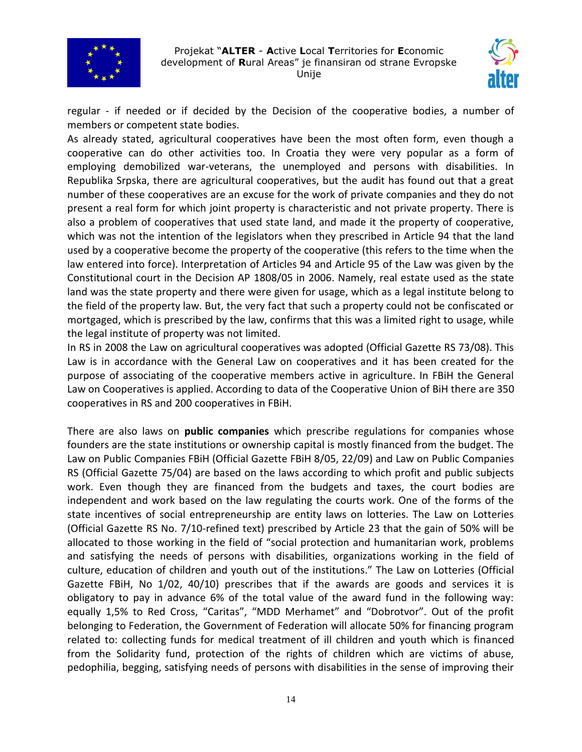regular - if needed or if decided by the Decision of the cooperative bodies, a number of members or competent state bodies.

As already stated, agricultural cooperatives have been the most often form, even though a cooperative can do other activities too. In Croatia they were very popular as a form of employing demobilized war-veterans, the unemployed and persons with disabilities. In Republika Srpska, there are agricultural cooperatives, but the audit has found out that a great number of these cooperatives are an excuse for the work of private companies and they do not present a real form for which joint property is characteristic and not private property. There is also a problem of cooperatives that used state land, and made it the property of cooperative, which was not the intention of the legislators when they prescribed in Article 94 that the land used by a cooperative become the property of the cooperative (this refers to the time when the law entered into force). Interpretation of Articles 94 and Article 95 of the Law was given by the Constitutional court in the Decision AP 1808/05 in 2006. Namely, real estate used as the state land was the state property and there were given for usage, which as a legal institute belong to the field of the property law. But, the very fact that such a property could not be confiscated or mortgaged, which is prescribed by the law, confirms that this was a limited right to usage, while the legal institute of property was not limited.

In RS in 2008 the Law on agricultural cooperatives was adopted (Official Gazette RS 73/08). This Law is in accordance with the General Law on cooperatives and it has been created for the purpose of associating of the cooperative members active in agriculture. In FBiH the General Law on Cooperatives is applied. According to data of the Cooperative Union of BiH there are 350 cooperatives in RS and 200 cooperatives in FBiH.

There are also laws on **public companies** which prescribe regulations for companies whose founders are the state institutions or ownership capital is mostly financed from the budget. The Law on Public Companies FBiH (Official Gazette FBiH 8/05, 22/09) and Law on Public Companies RS (Official Gazette 75/04) are based on the laws according to which profit and public subjects work. Even though they are financed from the budgets and taxes, the court bodies are independent and work based on the law regulating the courts work. One of the forms of the state incentives of social entrepreneurship are entity laws on lotteries. The Law on Lotteries (Official Gazette RS No. 7/10-refined text) prescribed by Article 23 that the gain of 50% will be allocated to those working in the field of "social protection and humanitarian work, problems and satisfying the needs of persons with disabilities, organizations working in the field of culture, education of children and youth out of the institutions." The Law on Lotteries (Official Gazette FBiH, No 1/02, 40/10) prescribes that if the awards are goods and services it is obligatory to pay in advance 6% of the total value of the award fund in the following way: equally 1,5% to Red Cross, "Caritas", "MDD Merhamet" and "Dobrotvor". Out of the profit belonging to Federation, the Government of Federation will allocate 50% for financing program related to: collecting funds for medical treatment of ill children and youth which is financed from the Solidarity fund, protection of the rights of children which are victims of abuse, pedophilia, begging, satisfying needs of persons with disabilities in the sense of improving their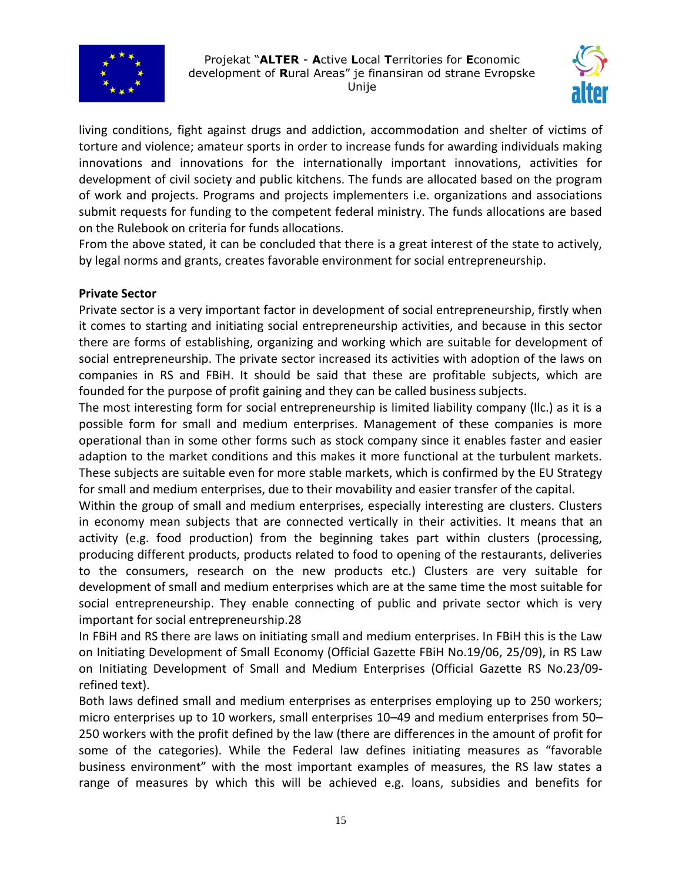living conditions, fight against drugs and addiction, accommodation and shelter of victims of torture and violence; amateur sports in order to increase funds for awarding individuals making innovations and innovations for the internationally important innovations, activities for development of civil society and public kitchens. The funds are allocated based on the program of work and projects. Programs and projects implementers i.e. organizations and associations submit requests for funding to the competent federal ministry. The funds allocations are based on the Rulebook on criteria for funds allocations.

From the above stated, it can be concluded that there is a great interest of the state to actively, by legal norms and grants, creates favorable environment for social entrepreneurship.

**Private Sector**

Private sector is a very important factor in development of social entrepreneurship, firstly when it comes to starting and initiating social entrepreneurship activities, and because in this sector there are forms of establishing, organizing and working which are suitable for development of social entrepreneurship. The private sector increased its activities with adoption of the laws on companies in RS and FBiH. It should be said that these are profitable subjects, which are founded for the purpose of profit gaining and they can be called business subjects.

The most interesting form for social entrepreneurship is limited liability company (llc.) as it is a possible form for small and medium enterprises. Management of these companies is more operational than in some other forms such as stock company since it enables faster and easier adaption to the market conditions and this makes it more functional at the turbulent markets. These subjects are suitable even for more stable markets, which is confirmed by the EU Strategy for small and medium enterprises, due to their movability and easier transfer of the capital.

Within the group of small and medium enterprises, especially interesting are clusters. Clusters in economy mean subjects that are connected vertically in their activities. It means that an activity (e.g. food production) from the beginning takes part within clusters (processing, producing different products, products related to food to opening of the restaurants, deliveries to the consumers, research on the new products etc.) Clusters are very suitable for development of small and medium enterprises which are at the same time the most suitable for social entrepreneurship. They enable connecting of public and private sector which is very important for social entrepreneurship.28

In FBiH and RS there are laws on initiating small and medium enterprises. In FBiH this is the Law on Initiating Development of Small Economy (Official Gazette FBiH No.19/06, 25/09), in RS Law on Initiating Development of Small and Medium Enterprises (Official Gazette RS No.23/09-refined text).

Both laws defined small and medium enterprises as enterprises employing up to 250 workers; micro enterprises up to 10 workers, small enterprises 10–49 and medium enterprises from 50–250 workers with the profit defined by the law (there are differences in the amount of profit for some of the categories). While the Federal law defines initiating measures as "favorable business environment" with the most important examples of measures, the RS law states a range of measures by which this will be achieved e.g. loans, subsidies and benefits for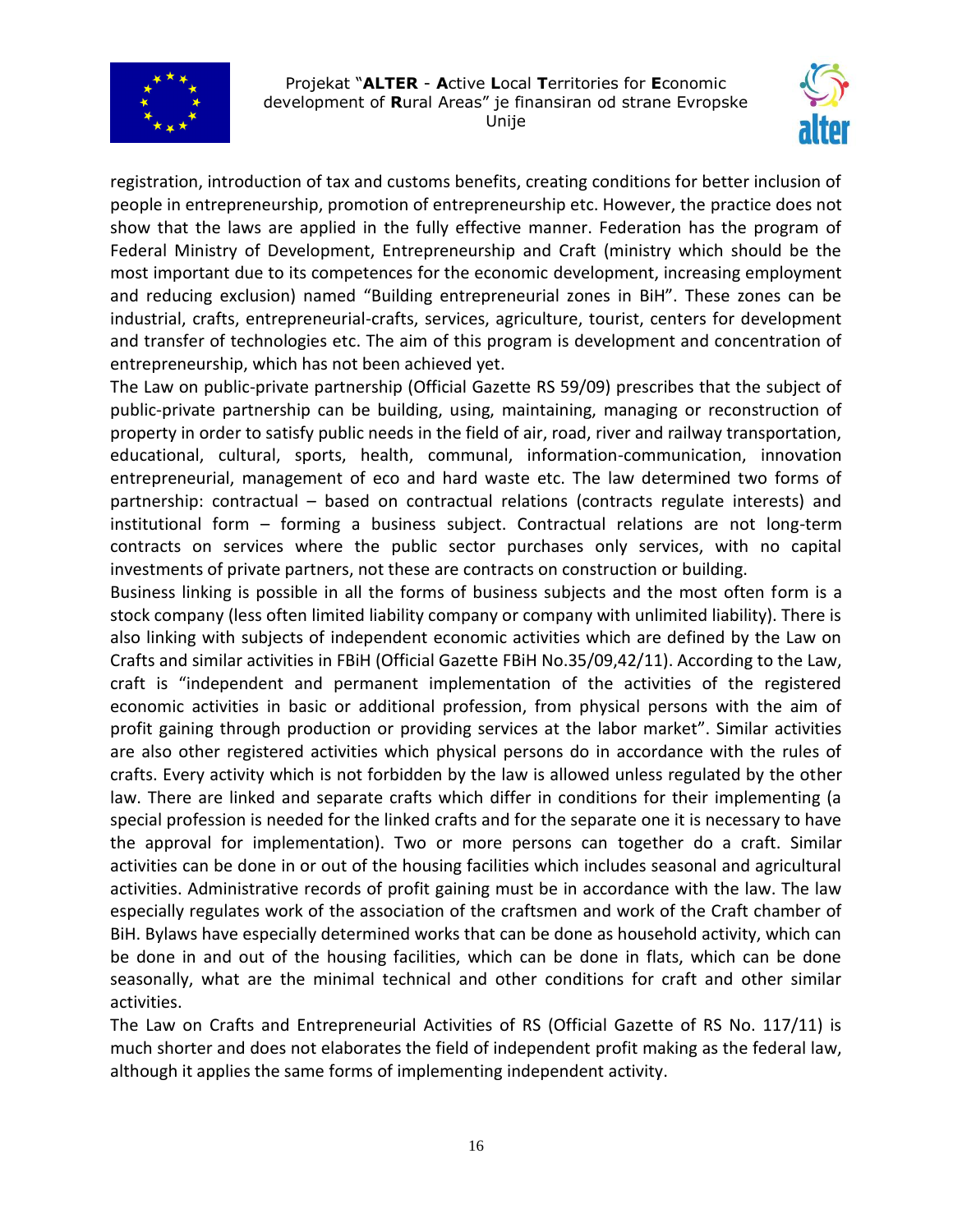registration, introduction of tax and customs benefits, creating conditions for better inclusion of people in entrepreneurship, promotion of entrepreneurship etc. However, the practice does not show that the laws are applied in the fully effective manner. Federation has the program of Federal Ministry of Development, Entrepreneurship and Craft (ministry which should be the most important due to its competences for the economic development, increasing employment and reducing exclusion) named "Building entrepreneurial zones in BiH". These zones can be industrial, crafts, entrepreneurial-crafts, services, agriculture, tourist, centers for development and transfer of technologies etc. The aim of this program is development and concentration of entrepreneurship, which has not been achieved yet.

The Law on public-private partnership (Official Gazette RS 59/09) prescribes that the subject of public-private partnership can be building, using, maintaining, managing or reconstruction of property in order to satisfy public needs in the field of air, road, river and railway transportation, educational, cultural, sports, health, communal, information-communication, innovation entrepreneurial, management of eco and hard waste etc. The law determined two forms of partnership: contractual – based on contractual relations (contracts regulate interests) and institutional form – forming a business subject. Contractual relations are not long-term contracts on services where the public sector purchases only services, with no capital investments of private partners, not these are contracts on construction or building.

Business linking is possible in all the forms of business subjects and the most often form is a stock company (less often limited liability company or company with unlimited liability). There is also linking with subjects of independent economic activities which are defined by the Law on Crafts and similar activities in FBiH (Official Gazette FBiH No.35/09,42/11). According to the Law, craft is "independent and permanent implementation of the activities of the registered economic activities in basic or additional profession, from physical persons with the aim of profit gaining through production or providing services at the labor market". Similar activities are also other registered activities which physical persons do in accordance with the rules of crafts. Every activity which is not forbidden by the law is allowed unless regulated by the other law. There are linked and separate crafts which differ in conditions for their implementing (a special profession is needed for the linked crafts and for the separate one it is necessary to have the approval for implementation). Two or more persons can together do a craft. Similar activities can be done in or out of the housing facilities which includes seasonal and agricultural activities. Administrative records of profit gaining must be in accordance with the law. The law especially regulates work of the association of the craftsmen and work of the Craft chamber of BiH. Bylaws have especially determined works that can be done as household activity, which can be done in and out of the housing facilities, which can be done in flats, which can be done seasonally, what are the minimal technical and other conditions for craft and other similar activities.

The Law on Crafts and Entrepreneurial Activities of RS (Official Gazette of RS No. 117/11) is much shorter and does not elaborates the field of independent profit making as the federal law, although it applies the same forms of implementing independent activity.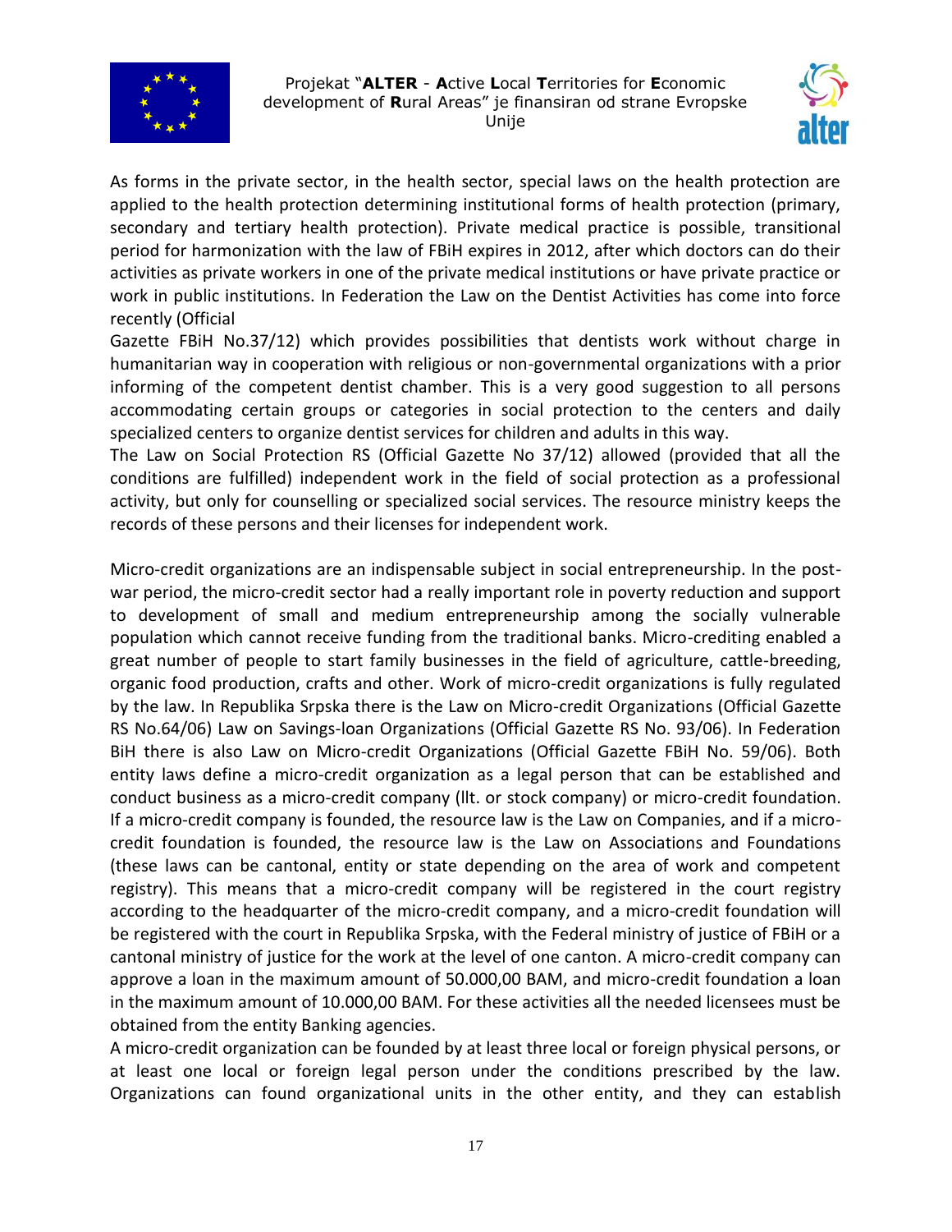As forms in the private sector, in the health sector, special laws on the health protection are applied to the health protection determining institutional forms of health protection (primary, secondary and tertiary health protection). Private medical practice is possible, transitional period for harmonization with the law of FBiH expires in 2012, after which doctors can do their activities as private workers in one of the private medical institutions or have private practice or work in public institutions. In Federation the Law on the Dentist Activities has come into force recently (Official Gazette FBiH No.37/12) which provides possibilities that dentists work without charge in humanitarian way in cooperation with religious or non-governmental organizations with a prior informing of the competent dentist chamber. This is a very good suggestion to all persons accommodating certain groups or categories in social protection to the centers and daily specialized centers to organize dentist services for children and adults in this way.

The Law on Social Protection RS (Official Gazette No 37/12) allowed (provided that all the conditions are fulfilled) independent work in the field of social protection as a professional activity, but only for counselling or specialized social services. The resource ministry keeps the records of these persons and their licenses for independent work.

Micro-credit organizations are an indispensable subject in social entrepreneurship. In the post-war period, the micro-credit sector had a really important role in poverty reduction and support to development of small and medium entrepreneurship among the socially vulnerable population which cannot receive funding from the traditional banks. Micro-crediting enabled a great number of people to start family businesses in the field of agriculture, cattle-breeding, organic food production, crafts and other. Work of micro-credit organizations is fully regulated by the law. In Republika Srpska there is the Law on Micro-credit Organizations (Official Gazette RS No.64/06) Law on Savings-loan Organizations (Official Gazette RS No. 93/06). In Federation BiH there is also Law on Micro-credit Organizations (Official Gazette FBiH No. 59/06). Both entity laws define a micro-credit organization as a legal person that can be established and conduct business as a micro-credit company (llt. or stock company) or micro-credit foundation. If a micro-credit company is founded, the resource law is the Law on Companies, and if a micro-credit foundation is founded, the resource law is the Law on Associations and Foundations (these laws can be cantonal, entity or state depending on the area of work and competent registry). This means that a micro-credit company will be registered in the court registry according to the headquarter of the micro-credit company, and a micro-credit foundation will be registered with the court in Republika Srpska, with the Federal ministry of justice of FBiH or a cantonal ministry of justice for the work at the level of one canton. A micro-credit company can approve a loan in the maximum amount of 50.000,00 BAM, and micro-credit foundation a loan in the maximum amount of 10.000,00 BAM. For these activities all the needed licensees must be obtained from the entity Banking agencies.

A micro-credit organization can be founded by at least three local or foreign physical persons, or at least one local or foreign legal person under the conditions prescribed by the law. Organizations can found organizational units in the other entity, and they can establish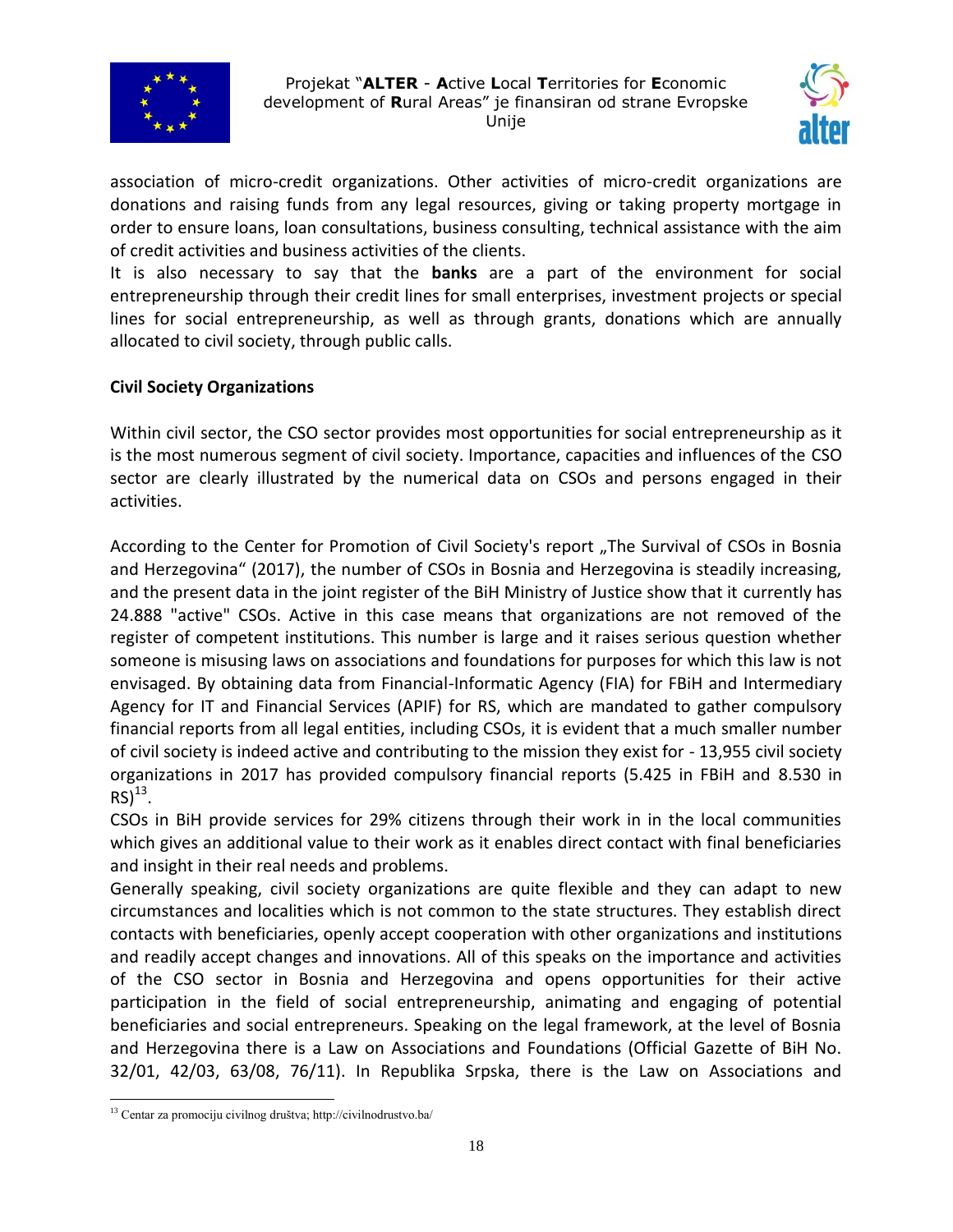association of micro-credit organizations. Other activities of micro-credit organizations are donations and raising funds from any legal resources, giving or taking property mortgage in order to ensure loans, loan consultations, business consulting, technical assistance with the aim of credit activities and business activities of the clients.

It is also necessary to say that the **banks** are a part of the environment for social entrepreneurship through their credit lines for small enterprises, investment projects or special lines for social entrepreneurship, as well as through grants, donations which are annually allocated to civil society, through public calls.

**Civil Society Organizations**

Within civil sector, the CSO sector provides most opportunities for social entrepreneurship as it is the most numerous segment of civil society. Importance, capacities and influences of the CSO sector are clearly illustrated by the numerical data on CSOs and persons engaged in their activities.

According to the Center for Promotion of Civil Society's report „The Survival of CSOs in Bosnia and Herzegovina" (2017), the number of CSOs in Bosnia and Herzegovina is steadily increasing, and the present data in the joint register of the BiH Ministry of Justice show that it currently has 24.888 "active" CSOs. Active in this case means that organizations are not removed of the register of competent institutions. This number is large and it raises serious question whether someone is misusing laws on associations and foundations for purposes for which this law is not envisaged. By obtaining data from Financial-Informatic Agency (FIA) for FBiH and Intermediary Agency for IT and Financial Services (APIF) for RS, which are mandated to gather compulsory financial reports from all legal entities, including CSOs, it is evident that a much smaller number of civil society is indeed active and contributing to the mission they exist for - 13,955 civil society organizations in 2017 has provided compulsory financial reports (5.425 in FBiH and 8.530 in RS)[13].

CSOs in BiH provide services for 29% citizens through their work in in the local communities which gives an additional value to their work as it enables direct contact with final beneficiaries and insight in their real needs and problems.

Generally speaking, civil society organizations are quite flexible and they can adapt to new circumstances and localities which is not common to the state structures. They establish direct contacts with beneficiaries, openly accept cooperation with other organizations and institutions and readily accept changes and innovations. All of this speaks on the importance and activities of the CSO sector in Bosnia and Herzegovina and opens opportunities for their active participation in the field of social entrepreneurship, animating and engaging of potential beneficiaries and social entrepreneurs. Speaking on the legal framework, at the level of Bosnia and Herzegovina there is a Law on Associations and Foundations (Official Gazette of BiH No. 32/01, 42/03, 63/08, 76/11). In Republika Srpska, there is the Law on Associations and

[13] Centar za promociju civilnog društva; http://civilnodrustvo.ba/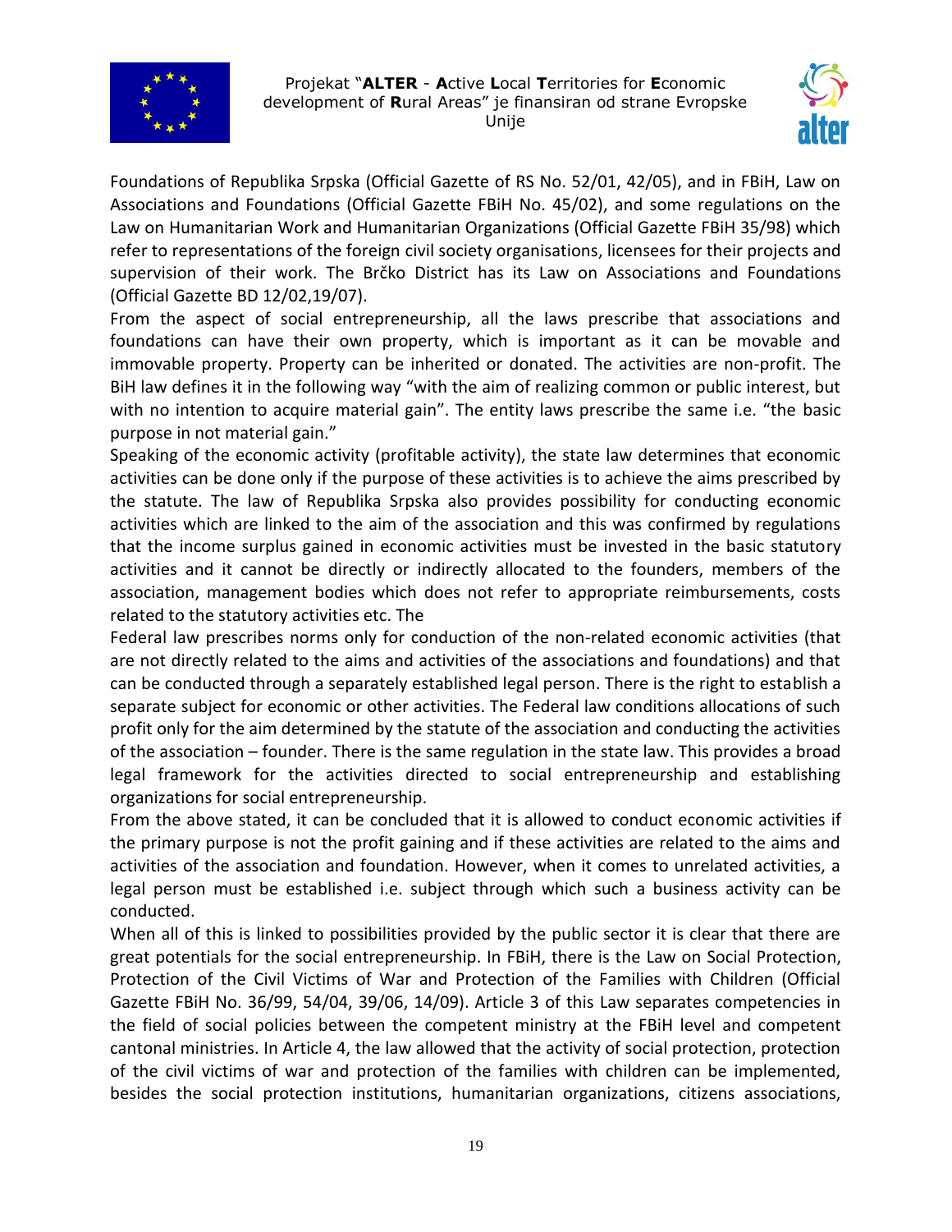Foundations of Republika Srpska (Official Gazette of RS No. 52/01, 42/05), and in FBiH, Law on Associations and Foundations (Official Gazette FBiH No. 45/02), and some regulations on the Law on Humanitarian Work and Humanitarian Organizations (Official Gazette FBiH 35/98) which refer to representations of the foreign civil society organisations, licensees for their projects and supervision of their work. The Brčko District has its Law on Associations and Foundations (Official Gazette BD 12/02,19/07).

From the aspect of social entrepreneurship, all the laws prescribe that associations and foundations can have their own property, which is important as it can be movable and immovable property. Property can be inherited or donated. The activities are non-profit. The BiH law defines it in the following way "with the aim of realizing common or public interest, but with no intention to acquire material gain". The entity laws prescribe the same i.e. "the basic purpose in not material gain."

Speaking of the economic activity (profitable activity), the state law determines that economic activities can be done only if the purpose of these activities is to achieve the aims prescribed by the statute. The law of Republika Srpska also provides possibility for conducting economic activities which are linked to the aim of the association and this was confirmed by regulations that the income surplus gained in economic activities must be invested in the basic statutory activities and it cannot be directly or indirectly allocated to the founders, members of the association, management bodies which does not refer to appropriate reimbursements, costs related to the statutory activities etc. The

Federal law prescribes norms only for conduction of the non-related economic activities (that are not directly related to the aims and activities of the associations and foundations) and that can be conducted through a separately established legal person. There is the right to establish a separate subject for economic or other activities. The Federal law conditions allocations of such profit only for the aim determined by the statute of the association and conducting the activities of the association – founder. There is the same regulation in the state law. This provides a broad legal framework for the activities directed to social entrepreneurship and establishing organizations for social entrepreneurship.

From the above stated, it can be concluded that it is allowed to conduct economic activities if the primary purpose is not the profit gaining and if these activities are related to the aims and activities of the association and foundation. However, when it comes to unrelated activities, a legal person must be established i.e. subject through which such a business activity can be conducted.

When all of this is linked to possibilities provided by the public sector it is clear that there are great potentials for the social entrepreneurship. In FBiH, there is the Law on Social Protection, Protection of the Civil Victims of War and Protection of the Families with Children (Official Gazette FBiH No. 36/99, 54/04, 39/06, 14/09). Article 3 of this Law separates competencies in the field of social policies between the competent ministry at the FBiH level and competent cantonal ministries. In Article 4, the law allowed that the activity of social protection, protection of the civil victims of war and protection of the families with children can be implemented, besides the social protection institutions, humanitarian organizations, citizens associations,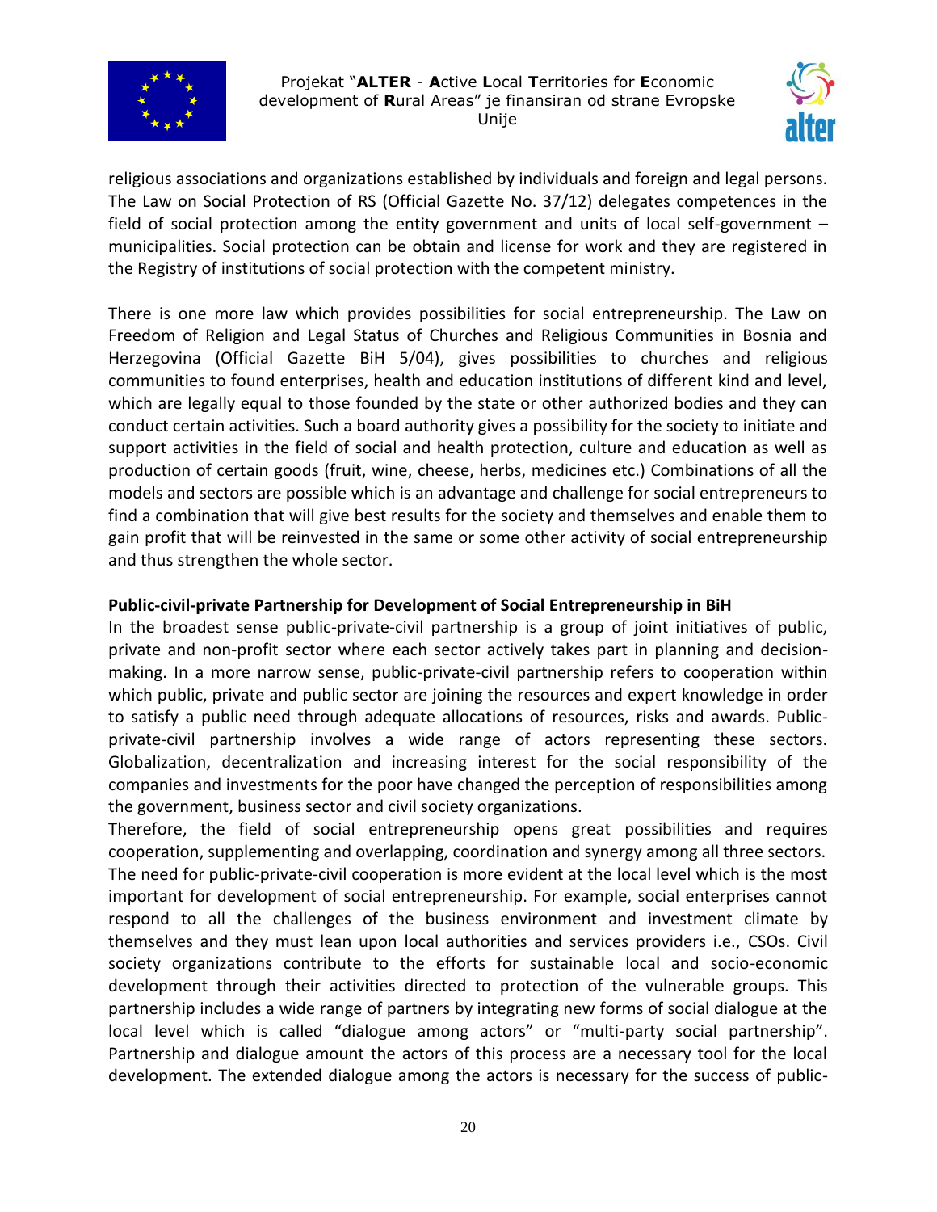religious associations and organizations established by individuals and foreign and legal persons. The Law on Social Protection of RS (Official Gazette No. 37/12) delegates competences in the field of social protection among the entity government and units of local self-government – municipalities. Social protection can be obtain and license for work and they are registered in the Registry of institutions of social protection with the competent ministry.

There is one more law which provides possibilities for social entrepreneurship. The Law on Freedom of Religion and Legal Status of Churches and Religious Communities in Bosnia and Herzegovina (Official Gazette BiH 5/04), gives possibilities to churches and religious communities to found enterprises, health and education institutions of different kind and level, which are legally equal to those founded by the state or other authorized bodies and they can conduct certain activities. Such a board authority gives a possibility for the society to initiate and support activities in the field of social and health protection, culture and education as well as production of certain goods (fruit, wine, cheese, herbs, medicines etc.) Combinations of all the models and sectors are possible which is an advantage and challenge for social entrepreneurs to find a combination that will give best results for the society and themselves and enable them to gain profit that will be reinvested in the same or some other activity of social entrepreneurship and thus strengthen the whole sector.

**Public-civil-private Partnership for Development of Social Entrepreneurship in BiH**

In the broadest sense public-private-civil partnership is a group of joint initiatives of public, private and non-profit sector where each sector actively takes part in planning and decision-making. In a more narrow sense, public-private-civil partnership refers to cooperation within which public, private and public sector are joining the resources and expert knowledge in order to satisfy a public need through adequate allocations of resources, risks and awards. Public-private-civil partnership involves a wide range of actors representing these sectors. Globalization, decentralization and increasing interest for the social responsibility of the companies and investments for the poor have changed the perception of responsibilities among the government, business sector and civil society organizations.

Therefore, the field of social entrepreneurship opens great possibilities and requires cooperation, supplementing and overlapping, coordination and synergy among all three sectors. The need for public-private-civil cooperation is more evident at the local level which is the most important for development of social entrepreneurship. For example, social enterprises cannot respond to all the challenges of the business environment and investment climate by themselves and they must lean upon local authorities and services providers i.e., CSOs. Civil society organizations contribute to the efforts for sustainable local and socio-economic development through their activities directed to protection of the vulnerable groups. This partnership includes a wide range of partners by integrating new forms of social dialogue at the local level which is called "dialogue among actors" or "multi-party social partnership". Partnership and dialogue amount the actors of this process are a necessary tool for the local development. The extended dialogue among the actors is necessary for the success of public-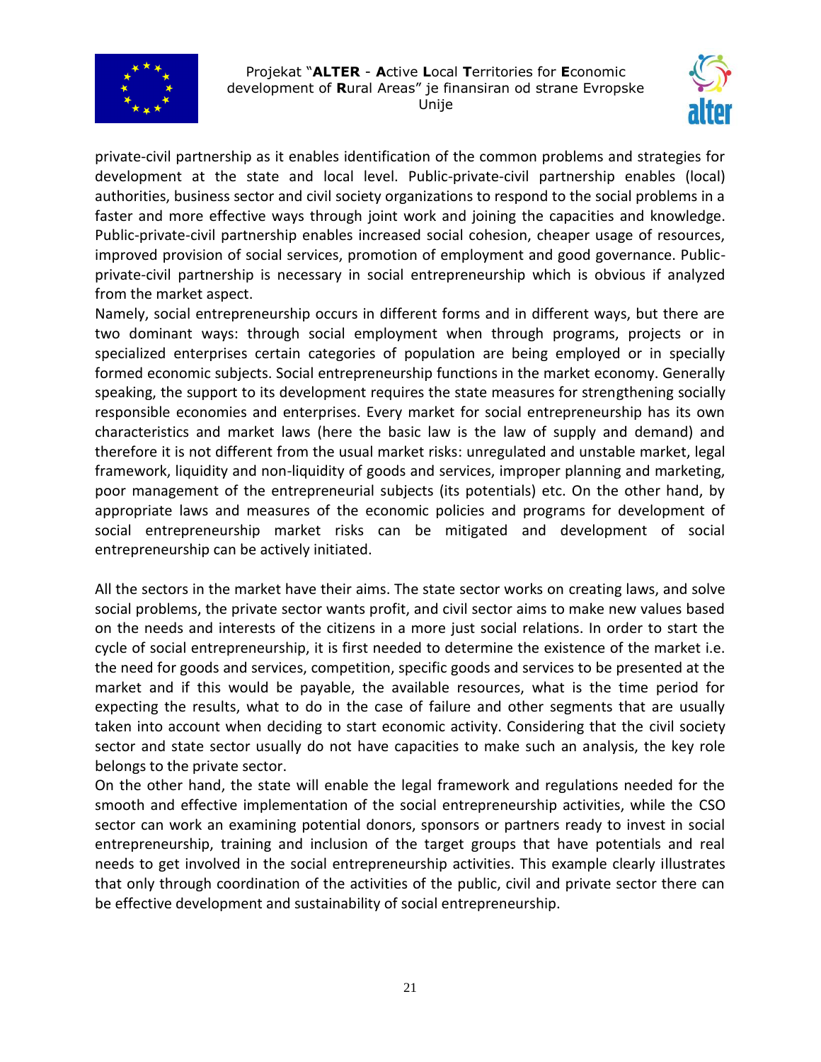private-civil partnership as it enables identification of the common problems and strategies for development at the state and local level. Public-private-civil partnership enables (local) authorities, business sector and civil society organizations to respond to the social problems in a faster and more effective ways through joint work and joining the capacities and knowledge. Public-private-civil partnership enables increased social cohesion, cheaper usage of resources, improved provision of social services, promotion of employment and good governance. Public-private-civil partnership is necessary in social entrepreneurship which is obvious if analyzed from the market aspect.

Namely, social entrepreneurship occurs in different forms and in different ways, but there are two dominant ways: through social employment when through programs, projects or in specialized enterprises certain categories of population are being employed or in specially formed economic subjects. Social entrepreneurship functions in the market economy. Generally speaking, the support to its development requires the state measures for strengthening socially responsible economies and enterprises. Every market for social entrepreneurship has its own characteristics and market laws (here the basic law is the law of supply and demand) and therefore it is not different from the usual market risks: unregulated and unstable market, legal framework, liquidity and non-liquidity of goods and services, improper planning and marketing, poor management of the entrepreneurial subjects (its potentials) etc. On the other hand, by appropriate laws and measures of the economic policies and programs for development of social entrepreneurship market risks can be mitigated and development of social entrepreneurship can be actively initiated.

All the sectors in the market have their aims. The state sector works on creating laws, and solve social problems, the private sector wants profit, and civil sector aims to make new values based on the needs and interests of the citizens in a more just social relations. In order to start the cycle of social entrepreneurship, it is first needed to determine the existence of the market i.e. the need for goods and services, competition, specific goods and services to be presented at the market and if this would be payable, the available resources, what is the time period for expecting the results, what to do in the case of failure and other segments that are usually taken into account when deciding to start economic activity. Considering that the civil society sector and state sector usually do not have capacities to make such an analysis, the key role belongs to the private sector.

On the other hand, the state will enable the legal framework and regulations needed for the smooth and effective implementation of the social entrepreneurship activities, while the CSO sector can work an examining potential donors, sponsors or partners ready to invest in social entrepreneurship, training and inclusion of the target groups that have potentials and real needs to get involved in the social entrepreneurship activities. This example clearly illustrates that only through coordination of the activities of the public, civil and private sector there can be effective development and sustainability of social entrepreneurship.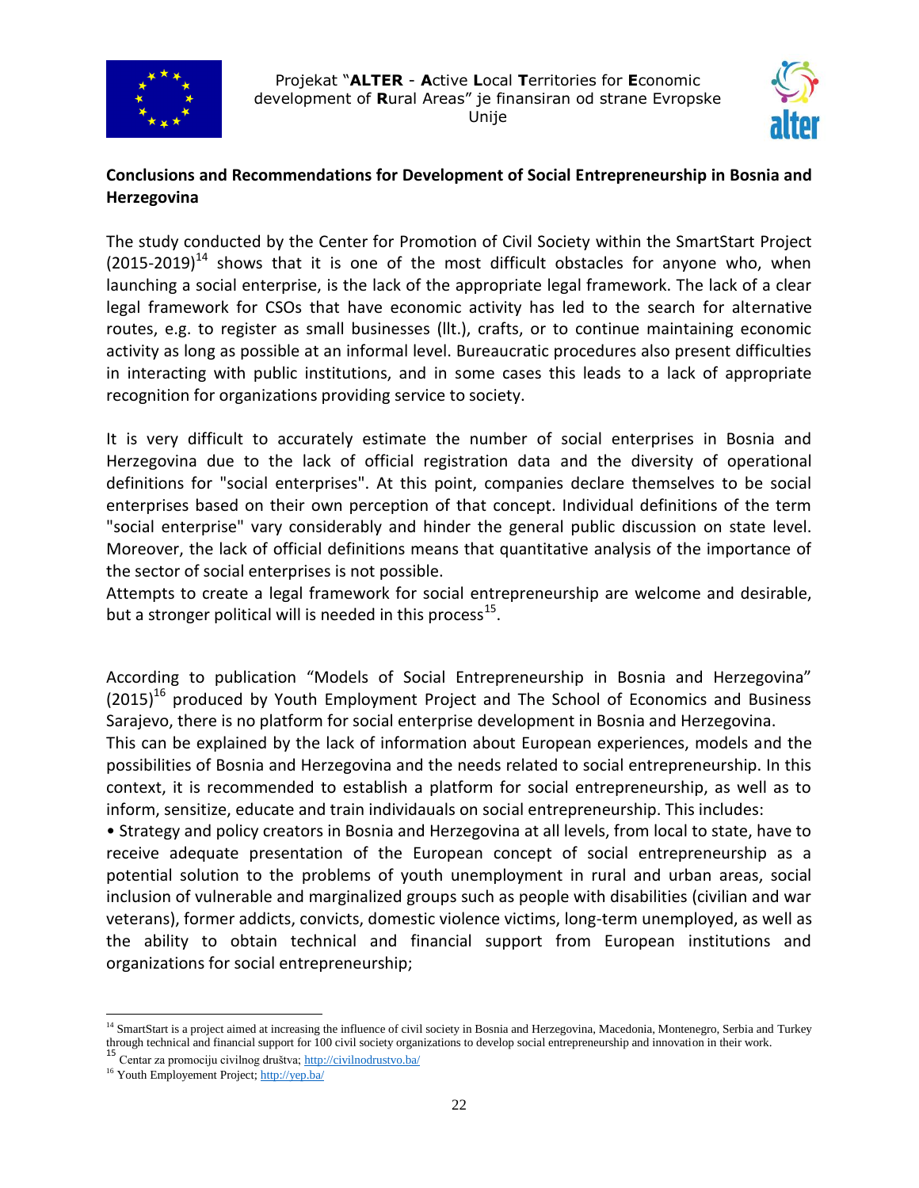**Conclusions and Recommendations for Development of Social Entrepreneurship in Bosnia and Herzegovina**

The study conducted by the Center for Promotion of Civil Society within the SmartStart Project (2015-2019)[14] shows that it is one of the most difficult obstacles for anyone who, when launching a social enterprise, is the lack of the appropriate legal framework. The lack of a clear legal framework for CSOs that have economic activity has led to the search for alternative routes, e.g. to register as small businesses (llt.), crafts, or to continue maintaining economic activity as long as possible at an informal level. Bureaucratic procedures also present difficulties in interacting with public institutions, and in some cases this leads to a lack of appropriate recognition for organizations providing service to society.

It is very difficult to accurately estimate the number of social enterprises in Bosnia and Herzegovina due to the lack of official registration data and the diversity of operational definitions for "social enterprises". At this point, companies declare themselves to be social enterprises based on their own perception of that concept. Individual definitions of the term "social enterprise" vary considerably and hinder the general public discussion on state level. Moreover, the lack of official definitions means that quantitative analysis of the importance of the sector of social enterprises is not possible.

Attempts to create a legal framework for social entrepreneurship are welcome and desirable, but a stronger political will is needed in this process[15].

According to publication "Models of Social Entrepreneurship in Bosnia and Herzegovina" (2015)[16] produced by Youth Employment Project and The School of Economics and Business Sarajevo, there is no platform for social enterprise development in Bosnia and Herzegovina.

This can be explained by the lack of information about European experiences, models and the possibilities of Bosnia and Herzegovina and the needs related to social entrepreneurship. In this context, it is recommended to establish a platform for social entrepreneurship, as well as to inform, sensitize, educate and train individauals on social entrepreneurship. This includes:

- Strategy and policy creators in Bosnia and Herzegovina at all levels, from local to state, have to receive adequate presentation of the European concept of social entrepreneurship as a potential solution to the problems of youth unemployment in rural and urban areas, social inclusion of vulnerable and marginalized groups such as people with disabilities (civilian and war veterans), former addicts, convicts, domestic violence victims, long-term unemployed, as well as the ability to obtain technical and financial support from European institutions and organizations for social entrepreneurship;

---

[14] SmartStart is a project aimed at increasing the influence of civil society in Bosnia and Herzegovina, Macedonia, Montenegro, Serbia and Turkey through technical and financial support for 100 civil society organizations to develop social entrepreneurship and innovation in their work.

[15] Centar za promociju civilnog društva; http://civilnodrustvo.ba/

[16] Youth Employement Project; http://yep.ba/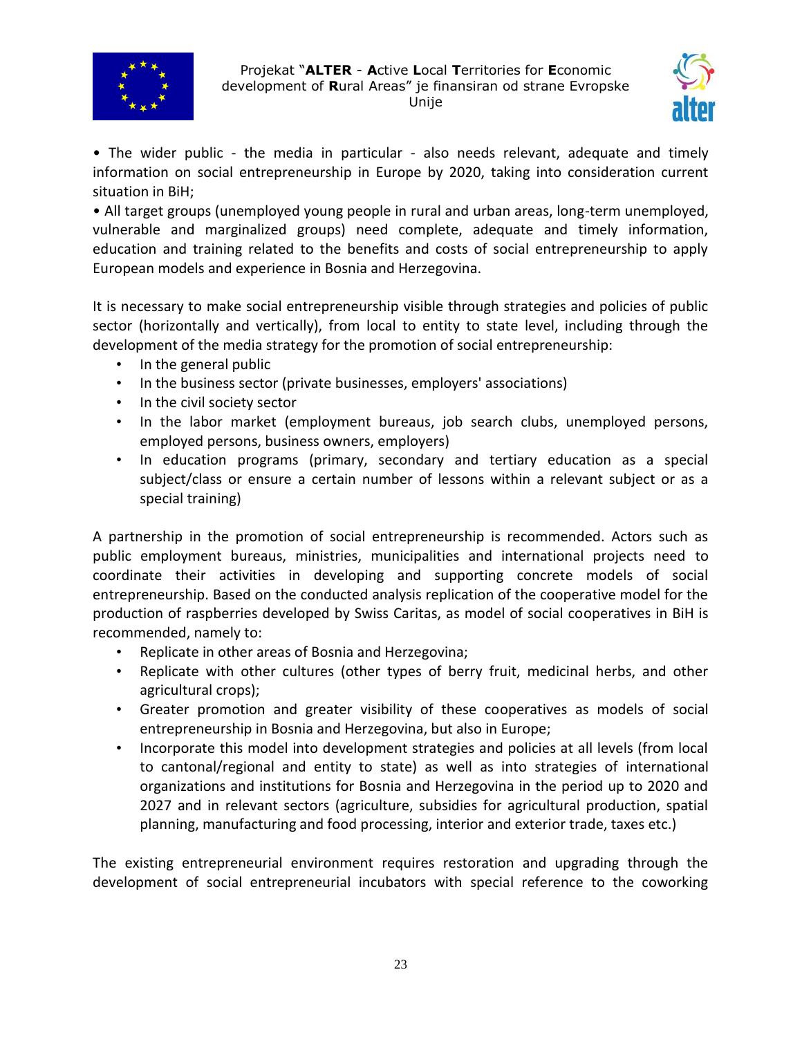• The wider public - the media in particular - also needs relevant, adequate and timely information on social entrepreneurship in Europe by 2020, taking into consideration current situation in BiH;

• All target groups (unemployed young people in rural and urban areas, long-term unemployed, vulnerable and marginalized groups) need complete, adequate and timely information, education and training related to the benefits and costs of social entrepreneurship to apply European models and experience in Bosnia and Herzegovina.

It is necessary to make social entrepreneurship visible through strategies and policies of public sector (horizontally and vertically), from local to entity to state level, including through the development of the media strategy for the promotion of social entrepreneurship:

- In the general public
- In the business sector (private businesses, employers' associations)
- In the civil society sector
- In the labor market (employment bureaus, job search clubs, unemployed persons, employed persons, business owners, employers)
- In education programs (primary, secondary and tertiary education as a special subject/class or ensure a certain number of lessons within a relevant subject or as a special training)

A partnership in the promotion of social entrepreneurship is recommended. Actors such as public employment bureaus, ministries, municipalities and international projects need to coordinate their activities in developing and supporting concrete models of social entrepreneurship. Based on the conducted analysis replication of the cooperative model for the production of raspberries developed by Swiss Caritas, as model of social cooperatives in BiH is recommended, namely to:

- Replicate in other areas of Bosnia and Herzegovina;
- Replicate with other cultures (other types of berry fruit, medicinal herbs, and other agricultural crops);
- Greater promotion and greater visibility of these cooperatives as models of social entrepreneurship in Bosnia and Herzegovina, but also in Europe;
- Incorporate this model into development strategies and policies at all levels (from local to cantonal/regional and entity to state) as well as into strategies of international organizations and institutions for Bosnia and Herzegovina in the period up to 2020 and 2027 and in relevant sectors (agriculture, subsidies for agricultural production, spatial planning, manufacturing and food processing, interior and exterior trade, taxes etc.)

The existing entrepreneurial environment requires restoration and upgrading through the development of social entrepreneurial incubators with special reference to the coworking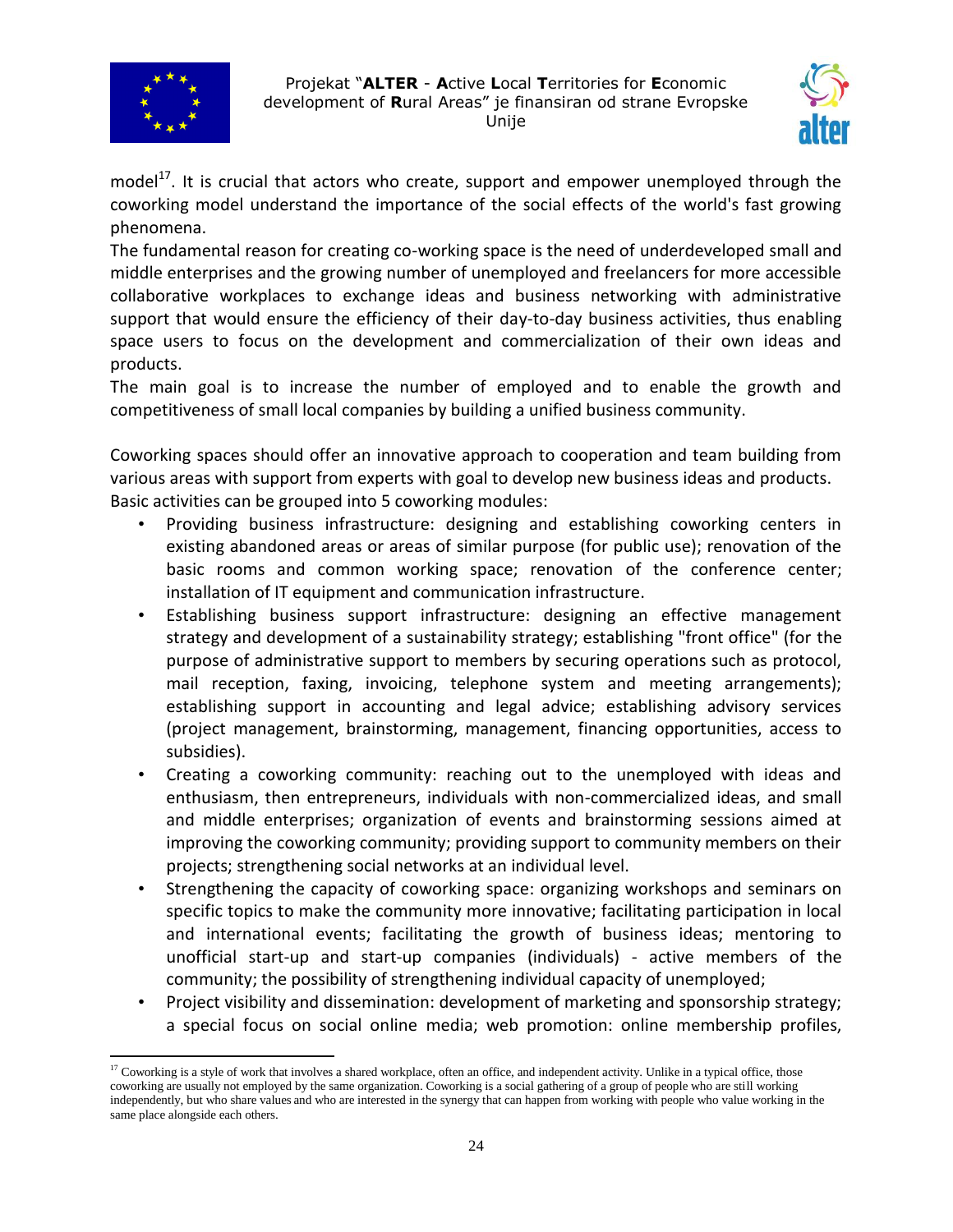model[17]. It is crucial that actors who create, support and empower unemployed through the coworking model understand the importance of the social effects of the world's fast growing phenomena.

The fundamental reason for creating co-working space is the need of underdeveloped small and middle enterprises and the growing number of unemployed and freelancers for more accessible collaborative workplaces to exchange ideas and business networking with administrative support that would ensure the efficiency of their day-to-day business activities, thus enabling space users to focus on the development and commercialization of their own ideas and products.

The main goal is to increase the number of employed and to enable the growth and competitiveness of small local companies by building a unified business community.

Coworking spaces should offer an innovative approach to cooperation and team building from various areas with support from experts with goal to develop new business ideas and products. Basic activities can be grouped into 5 coworking modules:

- Providing business infrastructure: designing and establishing coworking centers in existing abandoned areas or areas of similar purpose (for public use); renovation of the basic rooms and common working space; renovation of the conference center; installation of IT equipment and communication infrastructure.
- Establishing business support infrastructure: designing an effective management strategy and development of a sustainability strategy; establishing "front office" (for the purpose of administrative support to members by securing operations such as protocol, mail reception, faxing, invoicing, telephone system and meeting arrangements); establishing support in accounting and legal advice; establishing advisory services (project management, brainstorming, management, financing opportunities, access to subsidies).
- Creating a coworking community: reaching out to the unemployed with ideas and enthusiasm, then entrepreneurs, individuals with non-commercialized ideas, and small and middle enterprises; organization of events and brainstorming sessions aimed at improving the coworking community; providing support to community members on their projects; strengthening social networks at an individual level.
- Strengthening the capacity of coworking space: organizing workshops and seminars on specific topics to make the community more innovative; facilitating participation in local and international events; facilitating the growth of business ideas; mentoring to unofficial start-up and start-up companies (individuals) - active members of the community; the possibility of strengthening individual capacity of unemployed;
- Project visibility and dissemination: development of marketing and sponsorship strategy; a special focus on social online media; web promotion: online membership profiles,

[17] Coworking is a style of work that involves a shared workplace, often an office, and independent activity. Unlike in a typical office, those coworking are usually not employed by the same organization. Coworking is a social gathering of a group of people who are still working independently, but who share values and who are interested in the synergy that can happen from working with people who value working in the same place alongside each others.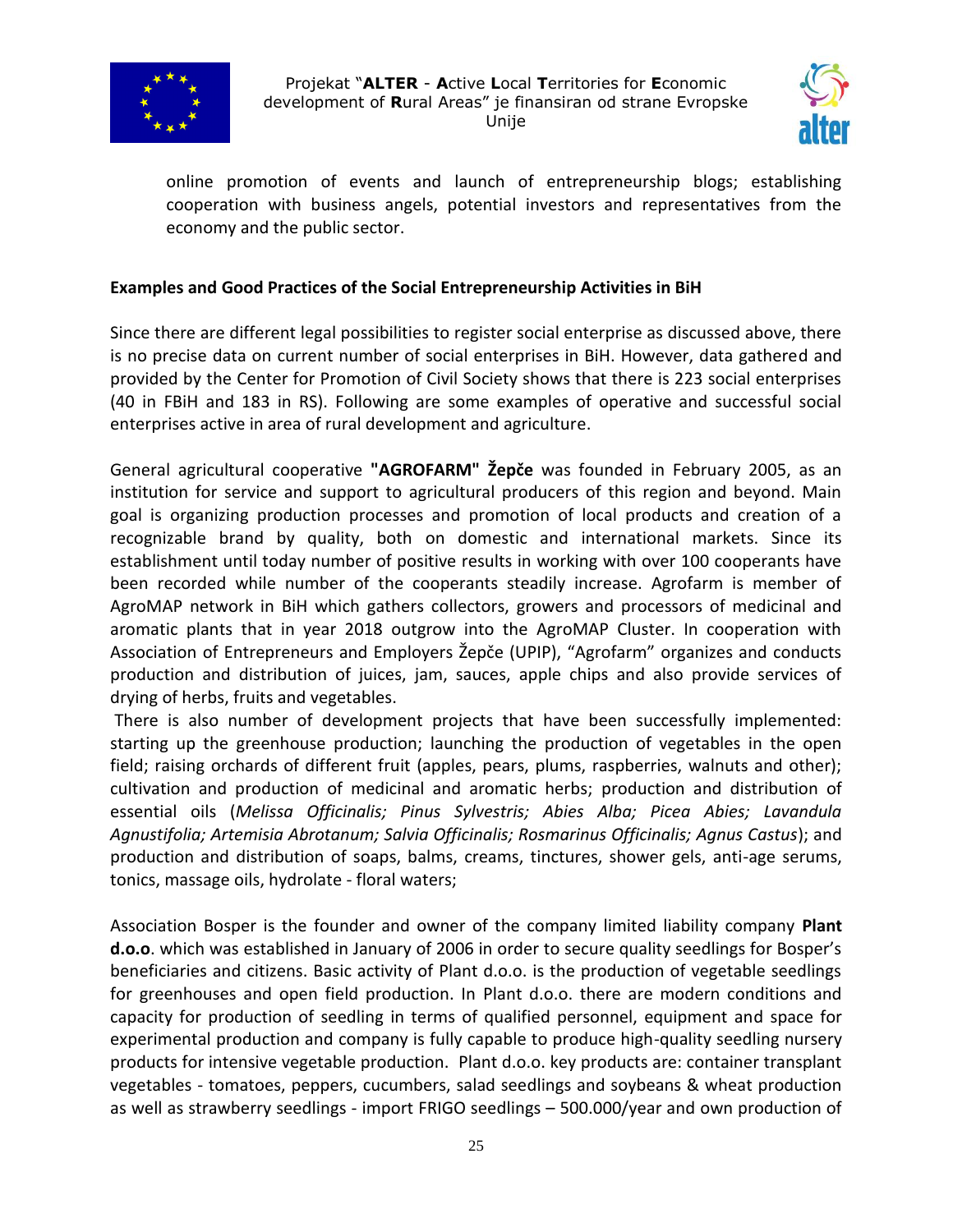online promotion of events and launch of entrepreneurship blogs; establishing cooperation with business angels, potential investors and representatives from the economy and the public sector.

**Examples and Good Practices of the Social Entrepreneurship Activities in BiH**

Since there are different legal possibilities to register social enterprise as discussed above, there is no precise data on current number of social enterprises in BiH. However, data gathered and provided by the Center for Promotion of Civil Society shows that there is 223 social enterprises (40 in FBiH and 183 in RS). Following are some examples of operative and successful social enterprises active in area of rural development and agriculture.

General agricultural cooperative **"AGROFARM" Žepče** was founded in February 2005, as an institution for service and support to agricultural producers of this region and beyond. Main goal is organizing production processes and promotion of local products and creation of a recognizable brand by quality, both on domestic and international markets. Since its establishment until today number of positive results in working with over 100 cooperants have been recorded while number of the cooperants steadily increase. Agrofarm is member of AgroMAP network in BiH which gathers collectors, growers and processors of medicinal and aromatic plants that in year 2018 outgrow into the AgroMAP Cluster. In cooperation with Association of Entrepreneurs and Employers Žepče (UPIP), "Agrofarm" organizes and conducts production and distribution of juices, jam, sauces, apple chips and also provide services of drying of herbs, fruits and vegetables.

There is also number of development projects that have been successfully implemented: starting up the greenhouse production; launching the production of vegetables in the open field; raising orchards of different fruit (apples, pears, plums, raspberries, walnuts and other); cultivation and production of medicinal and aromatic herbs; production and distribution of essential oils (*Melissa Officinalis; Pinus Sylvestris; Abies Alba; Picea Abies; Lavandula Agnustifolia; Artemisia Abrotanum; Salvia Officinalis; Rosmarinus Officinalis; Agnus Castus*); and production and distribution of soaps, balms, creams, tinctures, shower gels, anti-age serums, tonics, massage oils, hydrolate - floral waters;

Association Bosper is the founder and owner of the company limited liability company **Plant d.o.o**. which was established in January of 2006 in order to secure quality seedlings for Bosper's beneficiaries and citizens. Basic activity of Plant d.o.o. is the production of vegetable seedlings for greenhouses and open field production. In Plant d.o.o. there are modern conditions and capacity for production of seedling in terms of qualified personnel, equipment and space for experimental production and company is fully capable to produce high-quality seedling nursery products for intensive vegetable production. Plant d.o.o. key products are: container transplant vegetables - tomatoes, peppers, cucumbers, salad seedlings and soybeans & wheat production as well as strawberry seedlings - import FRIGO seedlings – 500.000/year and own production of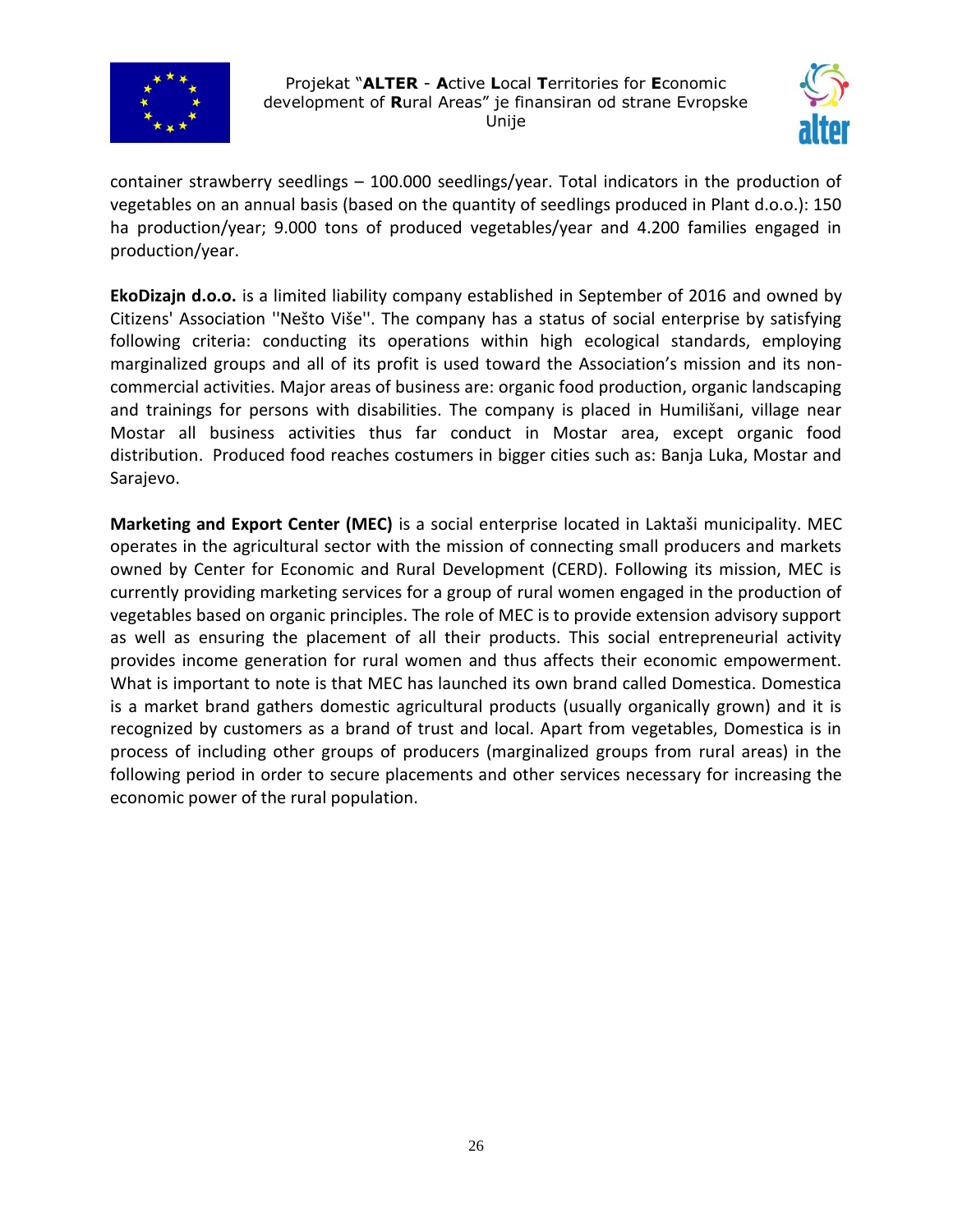container strawberry seedlings – 100.000 seedlings/year. Total indicators in the production of vegetables on an annual basis (based on the quantity of seedlings produced in Plant d.o.o.): 150 ha production/year; 9.000 tons of produced vegetables/year and 4.200 families engaged in production/year.

**EkoDizajn d.o.o.** is a limited liability company established in September of 2016 and owned by Citizens' Association ''Nešto Više''. The company has a status of social enterprise by satisfying following criteria: conducting its operations within high ecological standards, employing marginalized groups and all of its profit is used toward the Association's mission and its non-commercial activities. Major areas of business are: organic food production, organic landscaping and trainings for persons with disabilities. The company is placed in Humilišani, village near Mostar all business activities thus far conduct in Mostar area, except organic food distribution. Produced food reaches costumers in bigger cities such as: Banja Luka, Mostar and Sarajevo.

**Marketing and Export Center (MEC)** is a social enterprise located in Laktaši municipality. MEC operates in the agricultural sector with the mission of connecting small producers and markets owned by Center for Economic and Rural Development (CERD). Following its mission, MEC is currently providing marketing services for a group of rural women engaged in the production of vegetables based on organic principles. The role of MEC is to provide extension advisory support as well as ensuring the placement of all their products. This social entrepreneurial activity provides income generation for rural women and thus affects their economic empowerment. What is important to note is that MEC has launched its own brand called Domestica. Domestica is a market brand gathers domestic agricultural products (usually organically grown) and it is recognized by customers as a brand of trust and local. Apart from vegetables, Domestica is in process of including other groups of producers (marginalized groups from rural areas) in the following period in order to secure placements and other services necessary for increasing the economic power of the rural population.